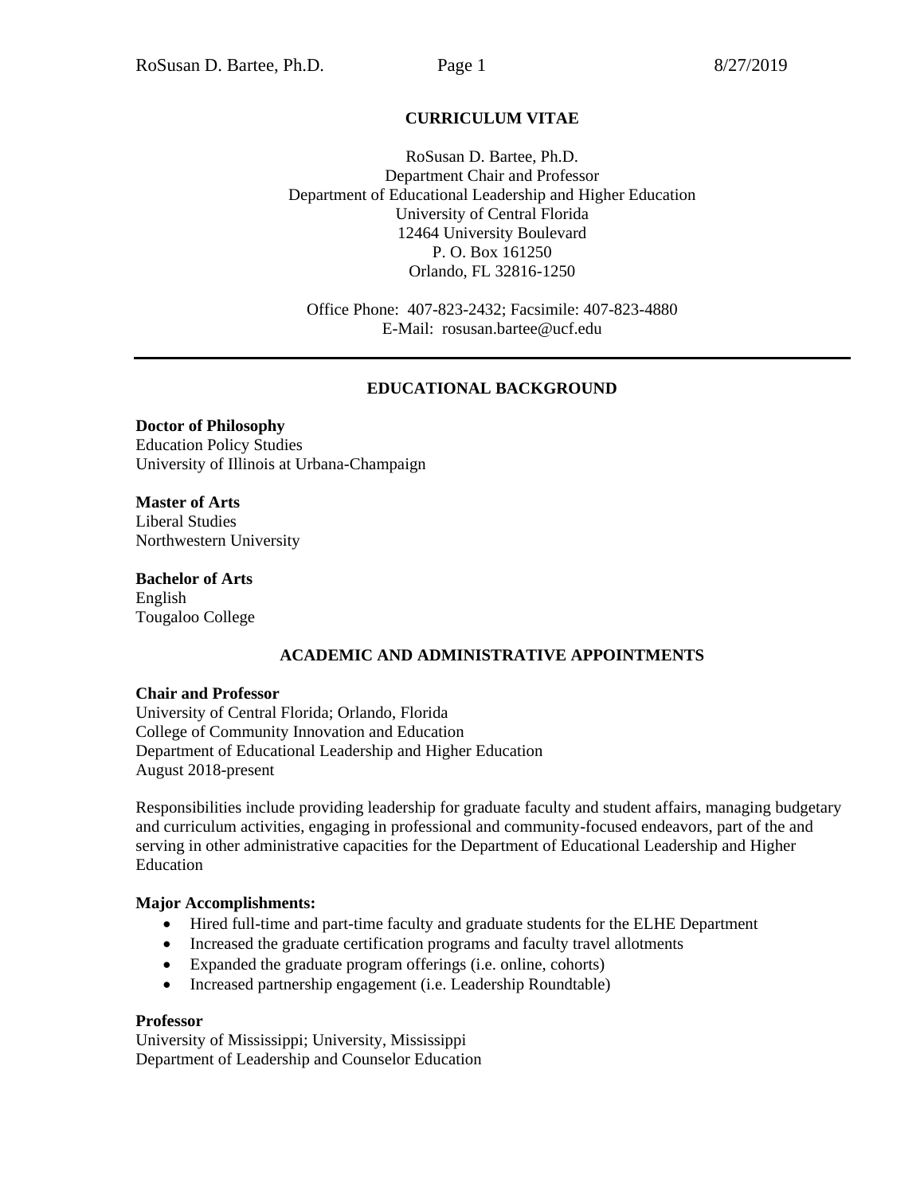# CURRICULUM VITAE

RoSusan D. Bartee, Ph.D.
Department Chair and Professor
Department of Educational Leadership and Higher Education
University of Central Florida
12464 University Boulevard
P. O. Box 161250
Orlando, FL 32816-1250

Office Phone: 407-823-2432; Facsimile: 407-823-4880
E-Mail: rosusan.bartee@ucf.edu

---

## EDUCATIONAL BACKGROUND

**Doctor of Philosophy**
Education Policy Studies
University of Illinois at Urbana-Champaign

**Master of Arts**
Liberal Studies
Northwestern University

**Bachelor of Arts**
English
Tougaloo College

## ACADEMIC AND ADMINISTRATIVE APPOINTMENTS

**Chair and Professor**
University of Central Florida; Orlando, Florida
College of Community Innovation and Education
Department of Educational Leadership and Higher Education
August 2018-present

Responsibilities include providing leadership for graduate faculty and student affairs, managing budgetary and curriculum activities, engaging in professional and community-focused endeavors, part of the and serving in other administrative capacities for the Department of Educational Leadership and Higher Education

**Major Accomplishments:**

- Hired full-time and part-time faculty and graduate students for the ELHE Department
- Increased the graduate certification programs and faculty travel allotments
- Expanded the graduate program offerings (i.e. online, cohorts)
- Increased partnership engagement (i.e. Leadership Roundtable)

**Professor**
University of Mississippi; University, Mississippi
Department of Leadership and Counselor Education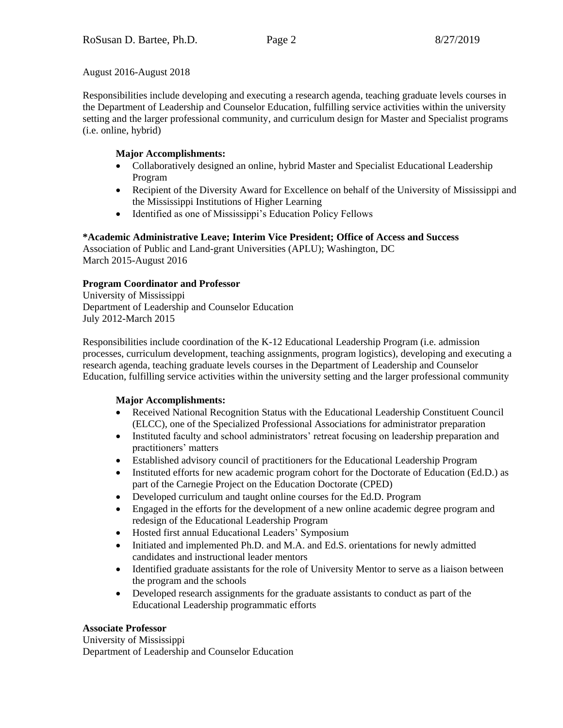August 2016-August 2018

Responsibilities include developing and executing a research agenda, teaching graduate levels courses in the Department of Leadership and Counselor Education, fulfilling service activities within the university setting and the larger professional community, and curriculum design for Master and Specialist programs (i.e. online, hybrid)

**Major Accomplishments:**

- Collaboratively designed an online, hybrid Master and Specialist Educational Leadership Program
- Recipient of the Diversity Award for Excellence on behalf of the University of Mississippi and the Mississippi Institutions of Higher Learning
- Identified as one of Mississippi's Education Policy Fellows

**\*Academic Administrative Leave; Interim Vice President; Office of Access and Success**
Association of Public and Land-grant Universities (APLU); Washington, DC
March 2015-August 2016

**Program Coordinator and Professor**
University of Mississippi
Department of Leadership and Counselor Education
July 2012-March 2015

Responsibilities include coordination of the K-12 Educational Leadership Program (i.e. admission processes, curriculum development, teaching assignments, program logistics), developing and executing a research agenda, teaching graduate levels courses in the Department of Leadership and Counselor Education, fulfilling service activities within the university setting and the larger professional community

**Major Accomplishments:**

- Received National Recognition Status with the Educational Leadership Constituent Council (ELCC), one of the Specialized Professional Associations for administrator preparation
- Instituted faculty and school administrators' retreat focusing on leadership preparation and practitioners' matters
- Established advisory council of practitioners for the Educational Leadership Program
- Instituted efforts for new academic program cohort for the Doctorate of Education (Ed.D.) as part of the Carnegie Project on the Education Doctorate (CPED)
- Developed curriculum and taught online courses for the Ed.D. Program
- Engaged in the efforts for the development of a new online academic degree program and redesign of the Educational Leadership Program
- Hosted first annual Educational Leaders' Symposium
- Initiated and implemented Ph.D. and M.A. and Ed.S. orientations for newly admitted candidates and instructional leader mentors
- Identified graduate assistants for the role of University Mentor to serve as a liaison between the program and the schools
- Developed research assignments for the graduate assistants to conduct as part of the Educational Leadership programmatic efforts

**Associate Professor**
University of Mississippi
Department of Leadership and Counselor Education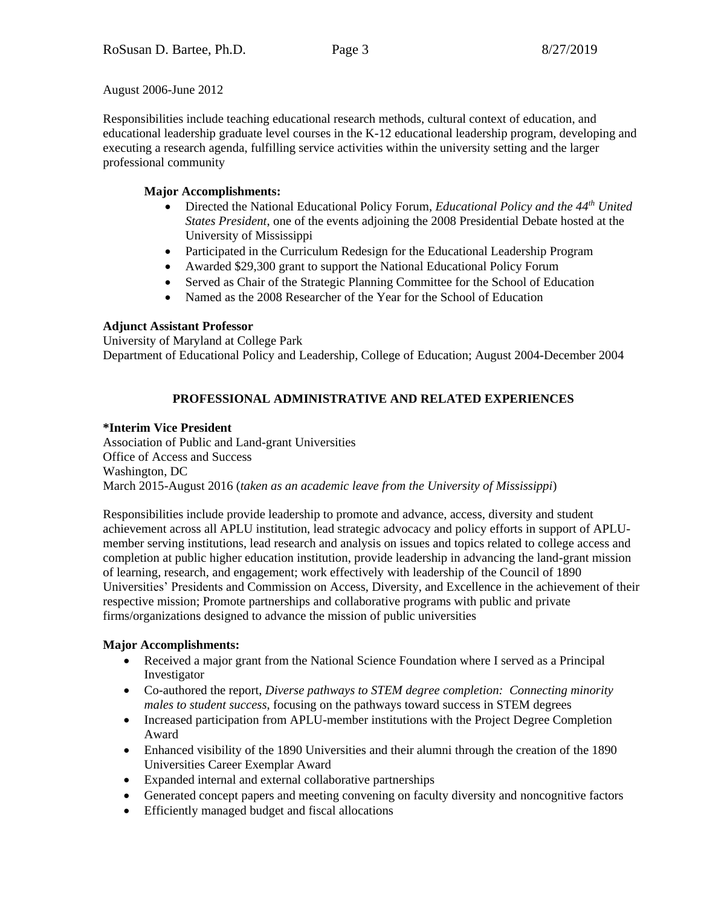August 2006-June 2012

Responsibilities include teaching educational research methods, cultural context of education, and educational leadership graduate level courses in the K-12 educational leadership program, developing and executing a research agenda, fulfilling service activities within the university setting and the larger professional community

**Major Accomplishments:**

- Directed the National Educational Policy Forum, *Educational Policy and the 44th United States President*, one of the events adjoining the 2008 Presidential Debate hosted at the University of Mississippi
- Participated in the Curriculum Redesign for the Educational Leadership Program
- Awarded $29,300 grant to support the National Educational Policy Forum
- Served as Chair of the Strategic Planning Committee for the School of Education
- Named as the 2008 Researcher of the Year for the School of Education

**Adjunct Assistant Professor**
University of Maryland at College Park
Department of Educational Policy and Leadership, College of Education; August 2004-December 2004

## PROFESSIONAL ADMINISTRATIVE AND RELATED EXPERIENCES

**\*Interim Vice President**
Association of Public and Land-grant Universities
Office of Access and Success
Washington, DC
March 2015-August 2016 (*taken as an academic leave from the University of Mississippi*)

Responsibilities include provide leadership to promote and advance, access, diversity and student achievement across all APLU institution, lead strategic advocacy and policy efforts in support of APLU-member serving institutions, lead research and analysis on issues and topics related to college access and completion at public higher education institution, provide leadership in advancing the land-grant mission of learning, research, and engagement; work effectively with leadership of the Council of 1890 Universities' Presidents and Commission on Access, Diversity, and Excellence in the achievement of their respective mission; Promote partnerships and collaborative programs with public and private firms/organizations designed to advance the mission of public universities

**Major Accomplishments:**

- Received a major grant from the National Science Foundation where I served as a Principal Investigator
- Co-authored the report, *Diverse pathways to STEM degree completion: Connecting minority males to student success*, focusing on the pathways toward success in STEM degrees
- Increased participation from APLU-member institutions with the Project Degree Completion Award
- Enhanced visibility of the 1890 Universities and their alumni through the creation of the 1890 Universities Career Exemplar Award
- Expanded internal and external collaborative partnerships
- Generated concept papers and meeting convening on faculty diversity and noncognitive factors
- Efficiently managed budget and fiscal allocations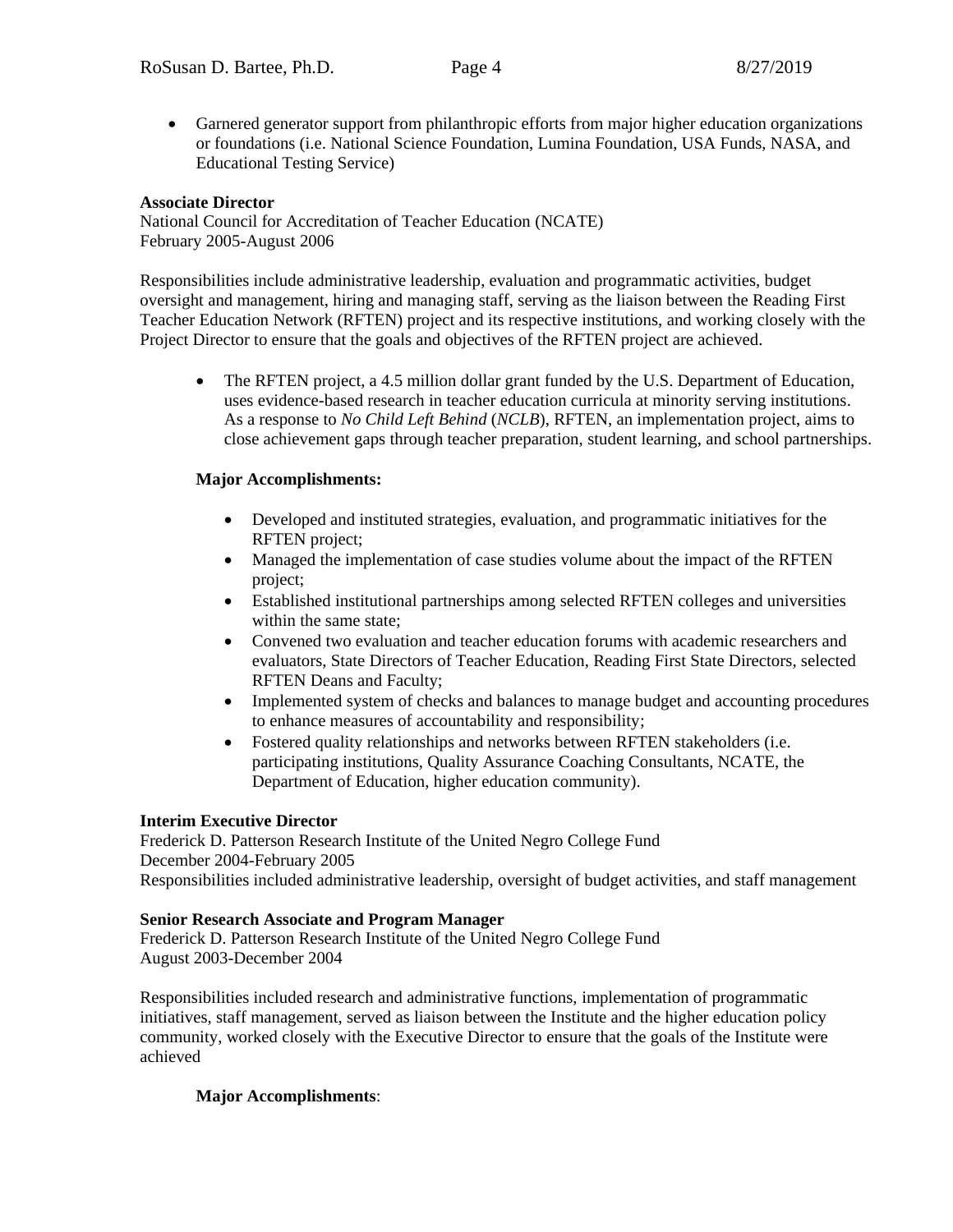- Garnered generator support from philanthropic efforts from major higher education organizations or foundations (i.e. National Science Foundation, Lumina Foundation, USA Funds, NASA, and Educational Testing Service)

**Associate Director**
National Council for Accreditation of Teacher Education (NCATE)
February 2005-August 2006

Responsibilities include administrative leadership, evaluation and programmatic activities, budget oversight and management, hiring and managing staff, serving as the liaison between the Reading First Teacher Education Network (RFTEN) project and its respective institutions, and working closely with the Project Director to ensure that the goals and objectives of the RFTEN project are achieved.

- The RFTEN project, a 4.5 million dollar grant funded by the U.S. Department of Education, uses evidence-based research in teacher education curricula at minority serving institutions. As a response to *No Child Left Behind* (*NCLB*), RFTEN, an implementation project, aims to close achievement gaps through teacher preparation, student learning, and school partnerships.

  **Major Accomplishments:**

  - Developed and instituted strategies, evaluation, and programmatic initiatives for the RFTEN project;
  - Managed the implementation of case studies volume about the impact of the RFTEN project;
  - Established institutional partnerships among selected RFTEN colleges and universities within the same state;
  - Convened two evaluation and teacher education forums with academic researchers and evaluators, State Directors of Teacher Education, Reading First State Directors, selected RFTEN Deans and Faculty;
  - Implemented system of checks and balances to manage budget and accounting procedures to enhance measures of accountability and responsibility;
  - Fostered quality relationships and networks between RFTEN stakeholders (i.e. participating institutions, Quality Assurance Coaching Consultants, NCATE, the Department of Education, higher education community).

**Interim Executive Director**
Frederick D. Patterson Research Institute of the United Negro College Fund
December 2004-February 2005
Responsibilities included administrative leadership, oversight of budget activities, and staff management

**Senior Research Associate and Program Manager**
Frederick D. Patterson Research Institute of the United Negro College Fund
August 2003-December 2004

Responsibilities included research and administrative functions, implementation of programmatic initiatives, staff management, served as liaison between the Institute and the higher education policy community, worked closely with the Executive Director to ensure that the goals of the Institute were achieved

**Major Accomplishments**: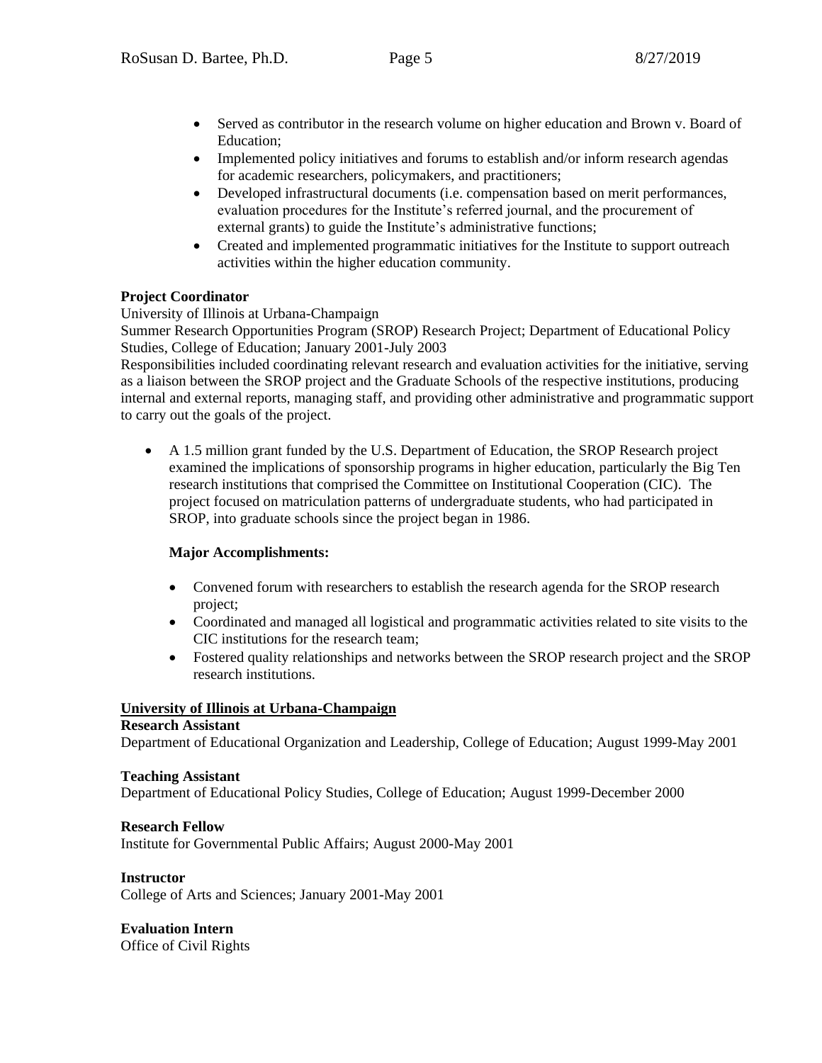- Served as contributor in the research volume on higher education and Brown v. Board of Education;
- Implemented policy initiatives and forums to establish and/or inform research agendas for academic researchers, policymakers, and practitioners;
- Developed infrastructural documents (i.e. compensation based on merit performances, evaluation procedures for the Institute's referred journal, and the procurement of external grants) to guide the Institute's administrative functions;
- Created and implemented programmatic initiatives for the Institute to support outreach activities within the higher education community.

**Project Coordinator**
University of Illinois at Urbana-Champaign
Summer Research Opportunities Program (SROP) Research Project; Department of Educational Policy Studies, College of Education; January 2001-July 2003
Responsibilities included coordinating relevant research and evaluation activities for the initiative, serving as a liaison between the SROP project and the Graduate Schools of the respective institutions, producing internal and external reports, managing staff, and providing other administrative and programmatic support to carry out the goals of the project.

- A 1.5 million grant funded by the U.S. Department of Education, the SROP Research project examined the implications of sponsorship programs in higher education, particularly the Big Ten research institutions that comprised the Committee on Institutional Cooperation (CIC). The project focused on matriculation patterns of undergraduate students, who had participated in SROP, into graduate schools since the project began in 1986.

  **Major Accomplishments:**

  - Convened forum with researchers to establish the research agenda for the SROP research project;
  - Coordinated and managed all logistical and programmatic activities related to site visits to the CIC institutions for the research team;
  - Fostered quality relationships and networks between the SROP research project and the SROP research institutions.

**University of Illinois at Urbana-Champaign**

**Research Assistant**
Department of Educational Organization and Leadership, College of Education; August 1999-May 2001

**Teaching Assistant**
Department of Educational Policy Studies, College of Education; August 1999-December 2000

**Research Fellow**
Institute for Governmental Public Affairs; August 2000-May 2001

**Instructor**
College of Arts and Sciences; January 2001-May 2001

**Evaluation Intern**
Office of Civil Rights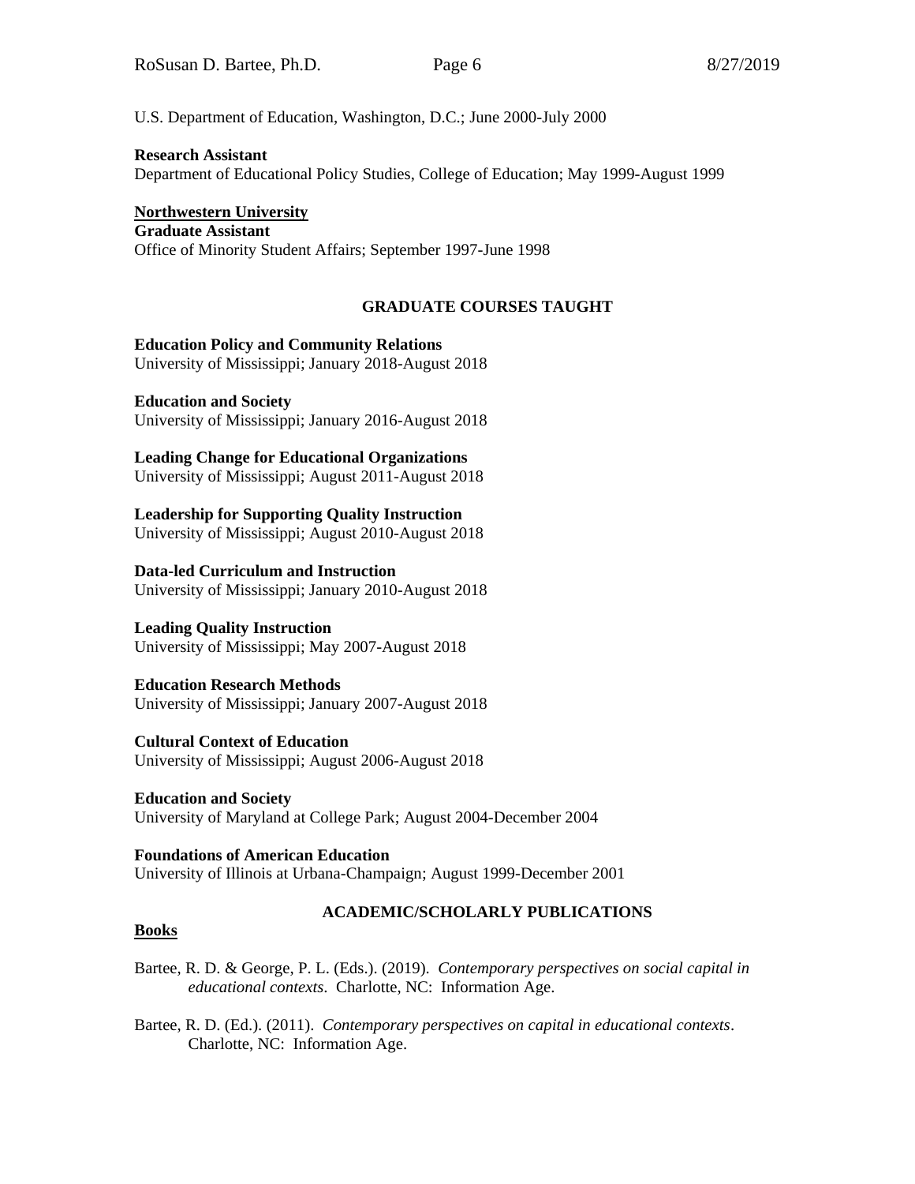U.S. Department of Education, Washington, D.C.; June 2000-July 2000

**Research Assistant**
Department of Educational Policy Studies, College of Education; May 1999-August 1999

<u>**Northwestern University**</u>
**Graduate Assistant**
Office of Minority Student Affairs; September 1997-June 1998

## GRADUATE COURSES TAUGHT

**Education Policy and Community Relations**
University of Mississippi; January 2018-August 2018

**Education and Society**
University of Mississippi; January 2016-August 2018

**Leading Change for Educational Organizations**
University of Mississippi; August 2011-August 2018

**Leadership for Supporting Quality Instruction**
University of Mississippi; August 2010-August 2018

**Data-led Curriculum and Instruction**
University of Mississippi; January 2010-August 2018

**Leading Quality Instruction**
University of Mississippi; May 2007-August 2018

**Education Research Methods**
University of Mississippi; January 2007-August 2018

**Cultural Context of Education**
University of Mississippi; August 2006-August 2018

**Education and Society**
University of Maryland at College Park; August 2004-December 2004

**Foundations of American Education**
University of Illinois at Urbana-Champaign; August 1999-December 2001

## ACADEMIC/SCHOLARLY PUBLICATIONS

<u>**Books**</u>

Bartee, R. D. & George, P. L. (Eds.). (2019). *Contemporary perspectives on social capital in educational contexts*. Charlotte, NC: Information Age.

Bartee, R. D. (Ed.). (2011). *Contemporary perspectives on capital in educational contexts*. Charlotte, NC: Information Age.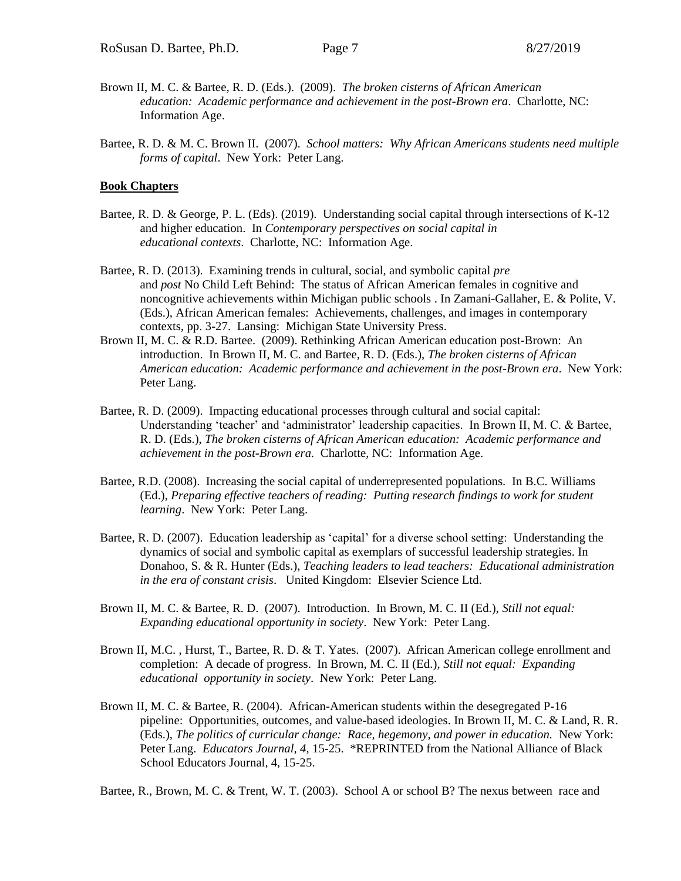Brown II, M. C. & Bartee, R. D. (Eds.). (2009). *The broken cisterns of African American education: Academic performance and achievement in the post-Brown era*. Charlotte, NC: Information Age.

Bartee, R. D. & M. C. Brown II. (2007). *School matters: Why African Americans students need multiple forms of capital*. New York: Peter Lang.

**Book Chapters**

Bartee, R. D. & George, P. L. (Eds). (2019). Understanding social capital through intersections of K-12 and higher education. In *Contemporary perspectives on social capital in educational contexts*. Charlotte, NC: Information Age.

Bartee, R. D. (2013). Examining trends in cultural, social, and symbolic capital *pre* and *post* No Child Left Behind: The status of African American females in cognitive and noncognitive achievements within Michigan public schools . In Zamani-Gallaher, E. & Polite, V. (Eds.), African American females: Achievements, challenges, and images in contemporary contexts, pp. 3-27. Lansing: Michigan State University Press.

Brown II, M. C. & R.D. Bartee. (2009). Rethinking African American education post-Brown: An introduction. In Brown II, M. C. and Bartee, R. D. (Eds.), *The broken cisterns of African American education: Academic performance and achievement in the post-Brown era*. New York: Peter Lang.

Bartee, R. D. (2009). Impacting educational processes through cultural and social capital: Understanding 'teacher' and 'administrator' leadership capacities. In Brown II, M. C. & Bartee, R. D. (Eds.), *The broken cisterns of African American education: Academic performance and achievement in the post-Brown era.* Charlotte, NC: Information Age.

Bartee, R.D. (2008). Increasing the social capital of underrepresented populations. In B.C. Williams (Ed.), *Preparing effective teachers of reading: Putting research findings to work for student learning*. New York: Peter Lang.

Bartee, R. D. (2007). Education leadership as 'capital' for a diverse school setting: Understanding the dynamics of social and symbolic capital as exemplars of successful leadership strategies. In Donahoo, S. & R. Hunter (Eds.), *Teaching leaders to lead teachers: Educational administration in the era of constant crisis*. United Kingdom: Elsevier Science Ltd.

Brown II, M. C. & Bartee, R. D. (2007). Introduction. In Brown, M. C. II (Ed.), *Still not equal: Expanding educational opportunity in society*. New York: Peter Lang.

Brown II, M.C. , Hurst, T., Bartee, R. D. & T. Yates. (2007). African American college enrollment and completion: A decade of progress. In Brown, M. C. II (Ed.), *Still not equal: Expanding educational opportunity in society*. New York: Peter Lang.

Brown II, M. C. & Bartee, R. (2004). African-American students within the desegregated P-16 pipeline: Opportunities, outcomes, and value-based ideologies. In Brown II, M. C. & Land, R. R. (Eds.), *The politics of curricular change: Race, hegemony, and power in education.* New York: Peter Lang. *Educators Journal, 4,* 15-25. *REPRINTED from the National Alliance of Black School Educators Journal, 4, 15-25.

Bartee, R., Brown, M. C. & Trent, W. T. (2003). School A or school B? The nexus between race and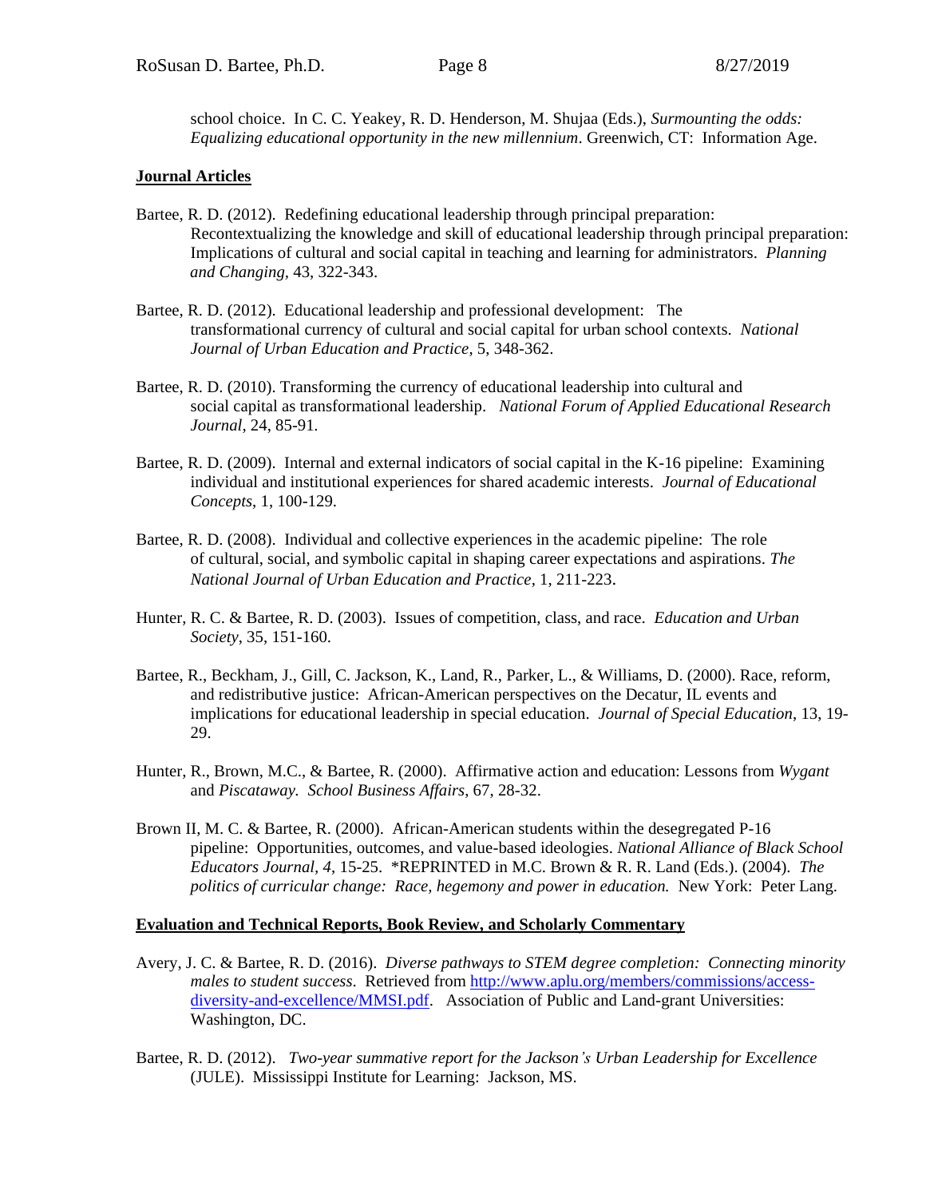school choice. In C. C. Yeakey, R. D. Henderson, M. Shujaa (Eds.), *Surmounting the odds: Equalizing educational opportunity in the new millennium*. Greenwich, CT: Information Age.

## Journal Articles

Bartee, R. D. (2012). Redefining educational leadership through principal preparation: Recontextualizing the knowledge and skill of educational leadership through principal preparation: Implications of cultural and social capital in teaching and learning for administrators. *Planning and Changing*, 43, 322-343.

Bartee, R. D. (2012). Educational leadership and professional development: The transformational currency of cultural and social capital for urban school contexts. *National Journal of Urban Education and Practice*, 5, 348-362.

Bartee, R. D. (2010). Transforming the currency of educational leadership into cultural and social capital as transformational leadership. *National Forum of Applied Educational Research Journal*, 24, 85-91.

Bartee, R. D. (2009). Internal and external indicators of social capital in the K-16 pipeline: Examining individual and institutional experiences for shared academic interests. *Journal of Educational Concepts*, 1, 100-129.

Bartee, R. D. (2008). Individual and collective experiences in the academic pipeline: The role of cultural, social, and symbolic capital in shaping career expectations and aspirations. *The National Journal of Urban Education and Practice*, 1, 211-223.

Hunter, R. C. & Bartee, R. D. (2003). Issues of competition, class, and race. *Education and Urban Society*, 35, 151-160.

Bartee, R., Beckham, J., Gill, C. Jackson, K., Land, R., Parker, L., & Williams, D. (2000). Race, reform, and redistributive justice: African-American perspectives on the Decatur, IL events and implications for educational leadership in special education. *Journal of Special Education*, 13, 19-29.

Hunter, R., Brown, M.C., & Bartee, R. (2000). Affirmative action and education: Lessons from *Wygant* and *Piscataway*. *School Business Affairs*, 67, 28-32.

Brown II, M. C. & Bartee, R. (2000). African-American students within the desegregated P-16 pipeline: Opportunities, outcomes, and value-based ideologies. *National Alliance of Black School Educators Journal*, *4*, 15-25. *REPRINTED in M.C. Brown & R. R. Land (Eds.). (2004). *The politics of curricular change: Race, hegemony and power in education.* New York: Peter Lang.

## Evaluation and Technical Reports, Book Review, and Scholarly Commentary

Avery, J. C. & Bartee, R. D. (2016). *Diverse pathways to STEM degree completion: Connecting minority males to student success*. Retrieved from [http://www.aplu.org/members/commissions/access-diversity-and-excellence/MMSI.pdf](http://www.aplu.org/members/commissions/access-diversity-and-excellence/MMSI.pdf). Association of Public and Land-grant Universities: Washington, DC.

Bartee, R. D. (2012). *Two-year summative report for the Jackson's Urban Leadership for Excellence* (JULE). Mississippi Institute for Learning: Jackson, MS.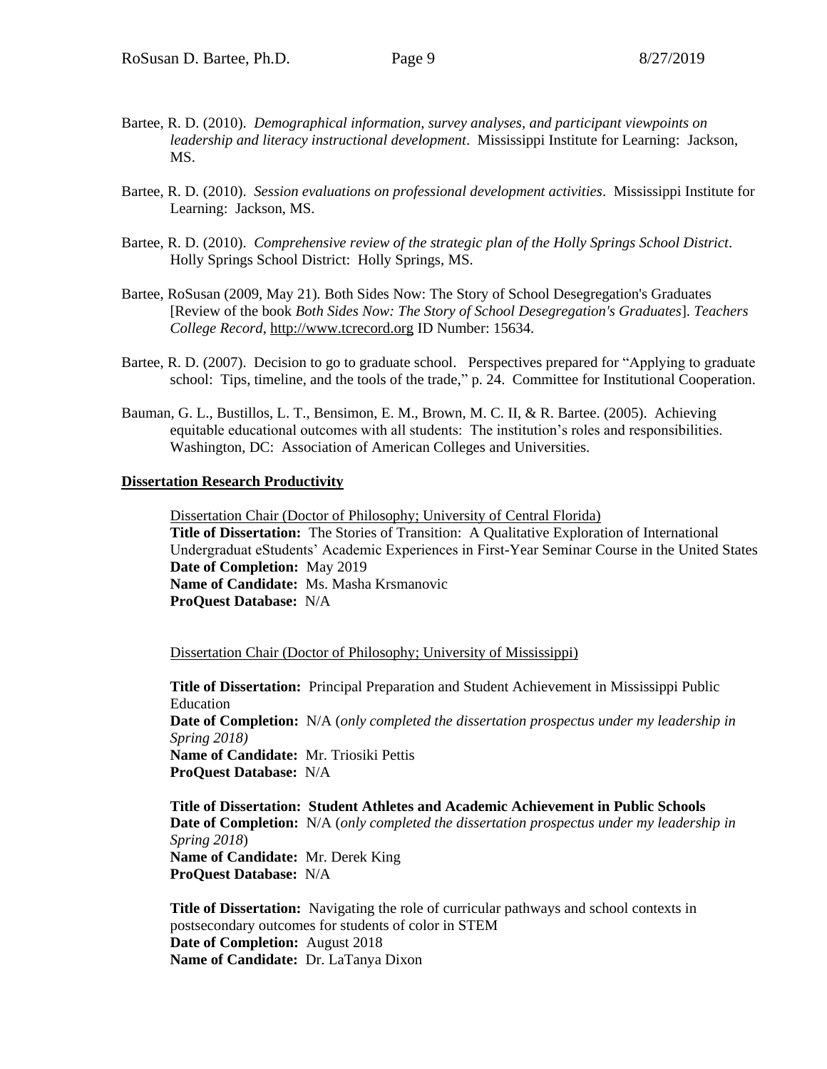Bartee, R. D. (2010). *Demographical information, survey analyses, and participant viewpoints on leadership and literacy instructional development*. Mississippi Institute for Learning: Jackson, MS.

Bartee, R. D. (2010). *Session evaluations on professional development activities*. Mississippi Institute for Learning: Jackson, MS.

Bartee, R. D. (2010). *Comprehensive review of the strategic plan of the Holly Springs School District*. Holly Springs School District: Holly Springs, MS.

Bartee, RoSusan (2009, May 21). Both Sides Now: The Story of School Desegregation's Graduates [Review of the book *Both Sides Now: The Story of School Desegregation's Graduates*]. *Teachers College Record*, http://www.tcrecord.org ID Number: 15634.

Bartee, R. D. (2007). Decision to go to graduate school. Perspectives prepared for "Applying to graduate school: Tips, timeline, and the tools of the trade," p. 24. Committee for Institutional Cooperation.

Bauman, G. L., Bustillos, L. T., Bensimon, E. M., Brown, M. C. II, & R. Bartee. (2005). Achieving equitable educational outcomes with all students: The institution's roles and responsibilities. Washington, DC: Association of American Colleges and Universities.

## Dissertation Research Productivity

Dissertation Chair (Doctor of Philosophy; University of Central Florida)
**Title of Dissertation:** The Stories of Transition: A Qualitative Exploration of International Undergraduat eStudents' Academic Experiences in First-Year Seminar Course in the United States
**Date of Completion:** May 2019
**Name of Candidate:** Ms. Masha Krsmanovic
**ProQuest Database:** N/A

Dissertation Chair (Doctor of Philosophy; University of Mississippi)

**Title of Dissertation:** Principal Preparation and Student Achievement in Mississippi Public Education
**Date of Completion:** N/A (*only completed the dissertation prospectus under my leadership in Spring 2018)*
**Name of Candidate:** Mr. Triosiki Pettis
**ProQuest Database:** N/A

**Title of Dissertation: Student Athletes and Academic Achievement in Public Schools**
**Date of Completion:** N/A (*only completed the dissertation prospectus under my leadership in Spring 2018*)
**Name of Candidate:** Mr. Derek King
**ProQuest Database:** N/A

**Title of Dissertation:** Navigating the role of curricular pathways and school contexts in postsecondary outcomes for students of color in STEM
**Date of Completion:** August 2018
**Name of Candidate:** Dr. LaTanya Dixon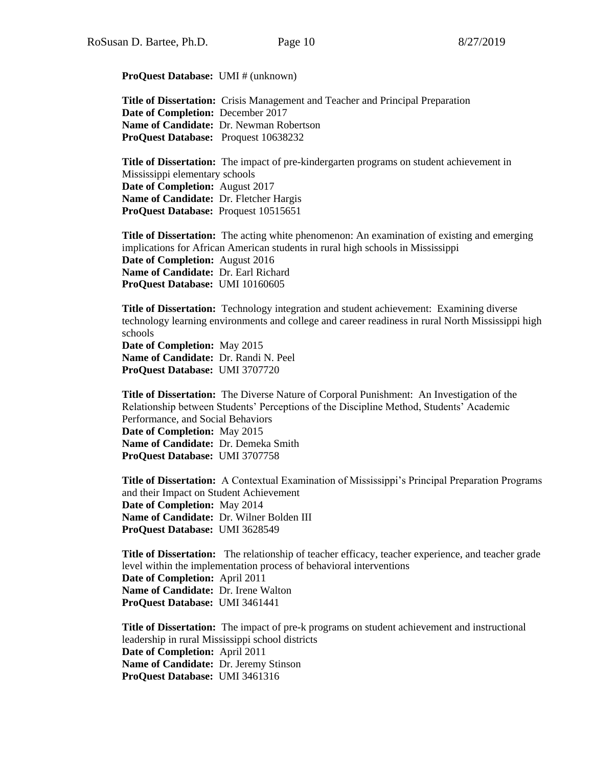**ProQuest Database:** UMI # (unknown)

**Title of Dissertation:** Crisis Management and Teacher and Principal Preparation
**Date of Completion:** December 2017
**Name of Candidate:** Dr. Newman Robertson
**ProQuest Database:** Proquest 10638232

**Title of Dissertation:** The impact of pre-kindergarten programs on student achievement in Mississippi elementary schools
**Date of Completion:** August 2017
**Name of Candidate:** Dr. Fletcher Hargis
**ProQuest Database:** Proquest 10515651

**Title of Dissertation:** The acting white phenomenon: An examination of existing and emerging implications for African American students in rural high schools in Mississippi
**Date of Completion:** August 2016
**Name of Candidate:** Dr. Earl Richard
**ProQuest Database:** UMI 10160605

**Title of Dissertation:** Technology integration and student achievement: Examining diverse technology learning environments and college and career readiness in rural North Mississippi high schools
**Date of Completion:** May 2015
**Name of Candidate:** Dr. Randi N. Peel
**ProQuest Database:** UMI 3707720

**Title of Dissertation:** The Diverse Nature of Corporal Punishment: An Investigation of the Relationship between Students' Perceptions of the Discipline Method, Students' Academic Performance, and Social Behaviors
**Date of Completion:** May 2015
**Name of Candidate:** Dr. Demeka Smith
**ProQuest Database:** UMI 3707758

**Title of Dissertation:** A Contextual Examination of Mississippi's Principal Preparation Programs and their Impact on Student Achievement
**Date of Completion:** May 2014
**Name of Candidate:** Dr. Wilner Bolden III
**ProQuest Database:** UMI 3628549

**Title of Dissertation:** The relationship of teacher efficacy, teacher experience, and teacher grade level within the implementation process of behavioral interventions
**Date of Completion:** April 2011
**Name of Candidate:** Dr. Irene Walton
**ProQuest Database:** UMI 3461441

**Title of Dissertation:** The impact of pre-k programs on student achievement and instructional leadership in rural Mississippi school districts
**Date of Completion:** April 2011
**Name of Candidate:** Dr. Jeremy Stinson
**ProQuest Database:** UMI 3461316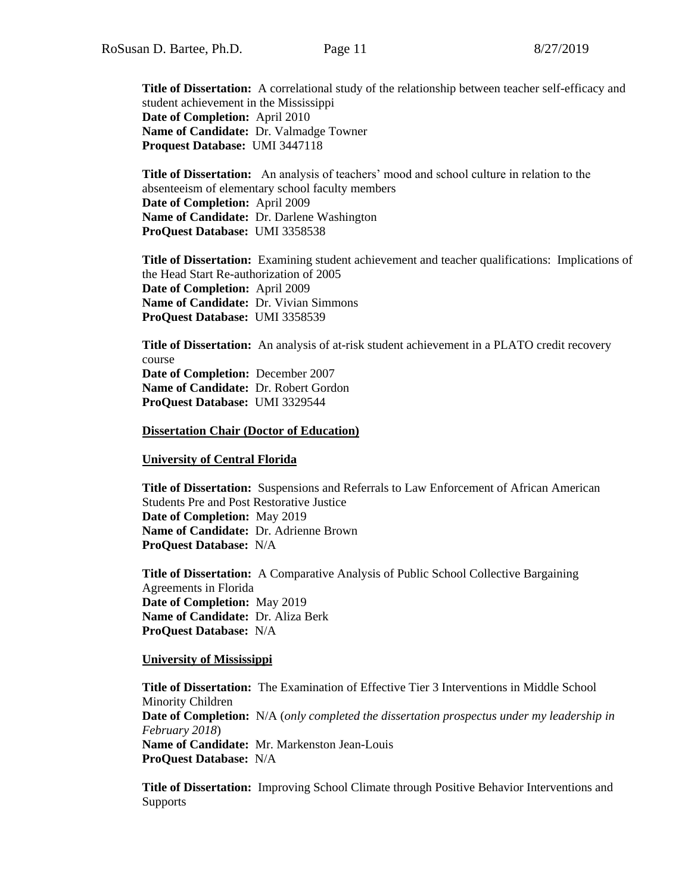**Title of Dissertation:** A correlational study of the relationship between teacher self-efficacy and student achievement in the Mississippi  
**Date of Completion:** April 2010  
**Name of Candidate:** Dr. Valmadge Towner  
**Proquest Database:** UMI 3447118

**Title of Dissertation:** An analysis of teachers' mood and school culture in relation to the absenteeism of elementary school faculty members  
**Date of Completion:** April 2009  
**Name of Candidate:** Dr. Darlene Washington  
**ProQuest Database:** UMI 3358538

**Title of Dissertation:** Examining student achievement and teacher qualifications: Implications of the Head Start Re-authorization of 2005  
**Date of Completion:** April 2009  
**Name of Candidate:** Dr. Vivian Simmons  
**ProQuest Database:** UMI 3358539

**Title of Dissertation:** An analysis of at-risk student achievement in a PLATO credit recovery course  
**Date of Completion:** December 2007  
**Name of Candidate:** Dr. Robert Gordon  
**ProQuest Database:** UMI 3329544

**Dissertation Chair (Doctor of Education)**

**University of Central Florida**

**Title of Dissertation:** Suspensions and Referrals to Law Enforcement of African American Students Pre and Post Restorative Justice  
**Date of Completion:** May 2019  
**Name of Candidate:** Dr. Adrienne Brown  
**ProQuest Database:** N/A

**Title of Dissertation:** A Comparative Analysis of Public School Collective Bargaining Agreements in Florida  
**Date of Completion:** May 2019  
**Name of Candidate:** Dr. Aliza Berk  
**ProQuest Database:** N/A

**University of Mississippi**

**Title of Dissertation:** The Examination of Effective Tier 3 Interventions in Middle School Minority Children  
**Date of Completion:** N/A (*only completed the dissertation prospectus under my leadership in February 2018*)  
**Name of Candidate:** Mr. Markenston Jean-Louis  
**ProQuest Database:** N/A

**Title of Dissertation:** Improving School Climate through Positive Behavior Interventions and Supports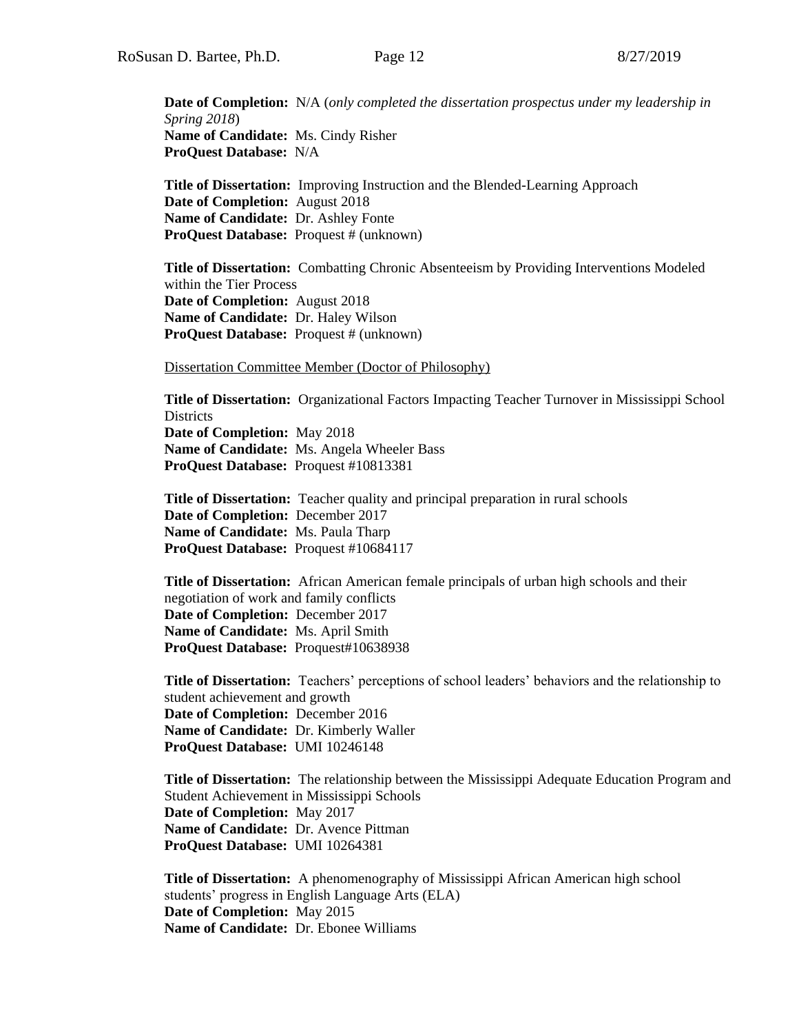**Date of Completion:** N/A (*only completed the dissertation prospectus under my leadership in Spring 2018*)
**Name of Candidate:** Ms. Cindy Risher
**ProQuest Database:** N/A

**Title of Dissertation:** Improving Instruction and the Blended-Learning Approach
**Date of Completion:** August 2018
**Name of Candidate:** Dr. Ashley Fonte
**ProQuest Database:** Proquest # (unknown)

**Title of Dissertation:** Combatting Chronic Absenteeism by Providing Interventions Modeled within the Tier Process
**Date of Completion:** August 2018
**Name of Candidate:** Dr. Haley Wilson
**ProQuest Database:** Proquest # (unknown)

<u>Dissertation Committee Member (Doctor of Philosophy)</u>

**Title of Dissertation:** Organizational Factors Impacting Teacher Turnover in Mississippi School Districts
**Date of Completion:** May 2018
**Name of Candidate:** Ms. Angela Wheeler Bass
**ProQuest Database:** Proquest #10813381

**Title of Dissertation:** Teacher quality and principal preparation in rural schools
**Date of Completion:** December 2017
**Name of Candidate:** Ms. Paula Tharp
**ProQuest Database:** Proquest #10684117

**Title of Dissertation:** African American female principals of urban high schools and their negotiation of work and family conflicts
**Date of Completion:** December 2017
**Name of Candidate:** Ms. April Smith
**ProQuest Database:** Proquest#10638938

**Title of Dissertation:** Teachers' perceptions of school leaders' behaviors and the relationship to student achievement and growth
**Date of Completion:** December 2016
**Name of Candidate:** Dr. Kimberly Waller
**ProQuest Database:** UMI 10246148

**Title of Dissertation:** The relationship between the Mississippi Adequate Education Program and Student Achievement in Mississippi Schools
**Date of Completion:** May 2017
**Name of Candidate:** Dr. Avence Pittman
**ProQuest Database:** UMI 10264381

**Title of Dissertation:** A phenomenography of Mississippi African American high school students' progress in English Language Arts (ELA)
**Date of Completion:** May 2015
**Name of Candidate:** Dr. Ebonee Williams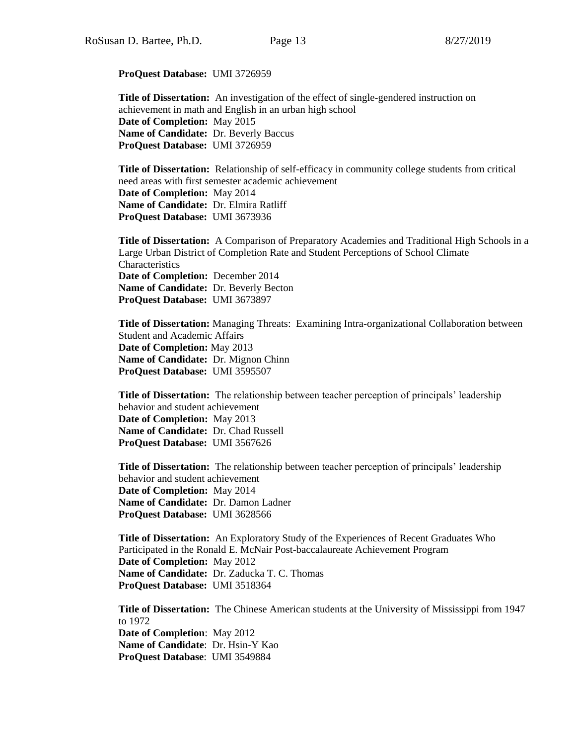**ProQuest Database:** UMI 3726959

**Title of Dissertation:** An investigation of the effect of single-gendered instruction on achievement in math and English in an urban high school
**Date of Completion:** May 2015
**Name of Candidate:** Dr. Beverly Baccus
**ProQuest Database:** UMI 3726959

**Title of Dissertation:** Relationship of self-efficacy in community college students from critical need areas with first semester academic achievement
**Date of Completion:** May 2014
**Name of Candidate:** Dr. Elmira Ratliff
**ProQuest Database:** UMI 3673936

**Title of Dissertation:** A Comparison of Preparatory Academies and Traditional High Schools in a Large Urban District of Completion Rate and Student Perceptions of School Climate Characteristics
**Date of Completion:** December 2014
**Name of Candidate:** Dr. Beverly Becton
**ProQuest Database:** UMI 3673897

**Title of Dissertation:** Managing Threats: Examining Intra-organizational Collaboration between Student and Academic Affairs
**Date of Completion:** May 2013
**Name of Candidate:** Dr. Mignon Chinn
**ProQuest Database:** UMI 3595507

**Title of Dissertation:** The relationship between teacher perception of principals' leadership behavior and student achievement
**Date of Completion:** May 2013
**Name of Candidate:** Dr. Chad Russell
**ProQuest Database:** UMI 3567626

**Title of Dissertation:** The relationship between teacher perception of principals' leadership behavior and student achievement
**Date of Completion:** May 2014
**Name of Candidate:** Dr. Damon Ladner
**ProQuest Database:** UMI 3628566

**Title of Dissertation:** An Exploratory Study of the Experiences of Recent Graduates Who Participated in the Ronald E. McNair Post-baccalaureate Achievement Program
**Date of Completion:** May 2012
**Name of Candidate:** Dr. Zaducka T. C. Thomas
**ProQuest Database:** UMI 3518364

**Title of Dissertation:** The Chinese American students at the University of Mississippi from 1947 to 1972
**Date of Completion**: May 2012
**Name of Candidate**: Dr. Hsin-Y Kao
**ProQuest Database**: UMI 3549884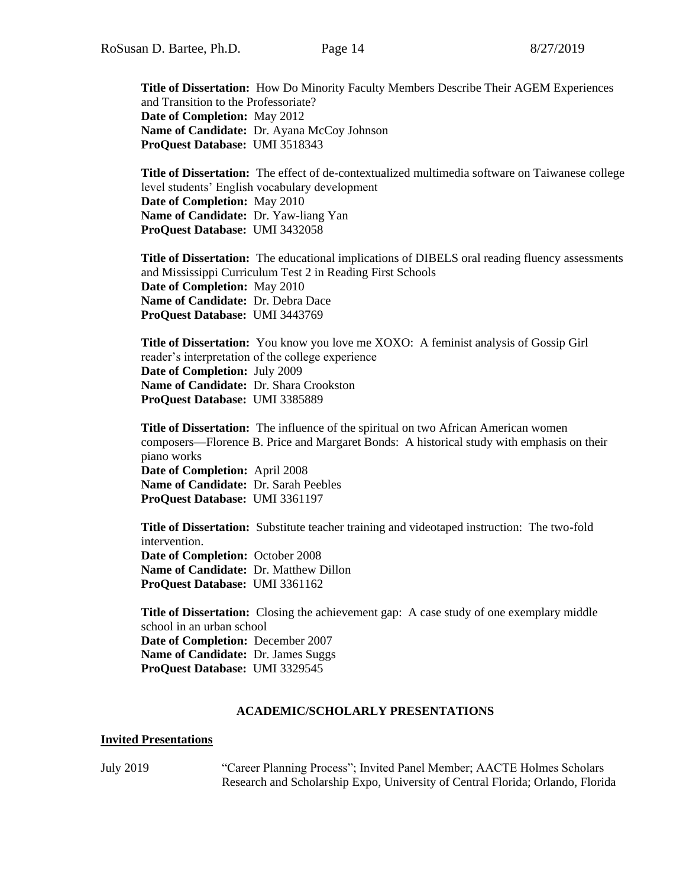**Title of Dissertation:** How Do Minority Faculty Members Describe Their AGEM Experiences and Transition to the Professoriate?
**Date of Completion:** May 2012
**Name of Candidate:** Dr. Ayana McCoy Johnson
**ProQuest Database:** UMI 3518343

**Title of Dissertation:** The effect of de-contextualized multimedia software on Taiwanese college level students' English vocabulary development
**Date of Completion:** May 2010
**Name of Candidate:** Dr. Yaw-liang Yan
**ProQuest Database:** UMI 3432058

**Title of Dissertation:** The educational implications of DIBELS oral reading fluency assessments and Mississippi Curriculum Test 2 in Reading First Schools
**Date of Completion:** May 2010
**Name of Candidate:** Dr. Debra Dace
**ProQuest Database:** UMI 3443769

**Title of Dissertation:** You know you love me XOXO: A feminist analysis of Gossip Girl reader's interpretation of the college experience
**Date of Completion:** July 2009
**Name of Candidate:** Dr. Shara Crookston
**ProQuest Database:** UMI 3385889

**Title of Dissertation:** The influence of the spiritual on two African American women composers—Florence B. Price and Margaret Bonds: A historical study with emphasis on their piano works
**Date of Completion:** April 2008
**Name of Candidate:** Dr. Sarah Peebles
**ProQuest Database:** UMI 3361197

**Title of Dissertation:** Substitute teacher training and videotaped instruction: The two-fold intervention.
**Date of Completion:** October 2008
**Name of Candidate:** Dr. Matthew Dillon
**ProQuest Database:** UMI 3361162

**Title of Dissertation:** Closing the achievement gap: A case study of one exemplary middle school in an urban school
**Date of Completion:** December 2007
**Name of Candidate:** Dr. James Suggs
**ProQuest Database:** UMI 3329545

## ACADEMIC/SCHOLARLY PRESENTATIONS

### Invited Presentations

July 2019 — "Career Planning Process"; Invited Panel Member; AACTE Holmes Scholars Research and Scholarship Expo, University of Central Florida; Orlando, Florida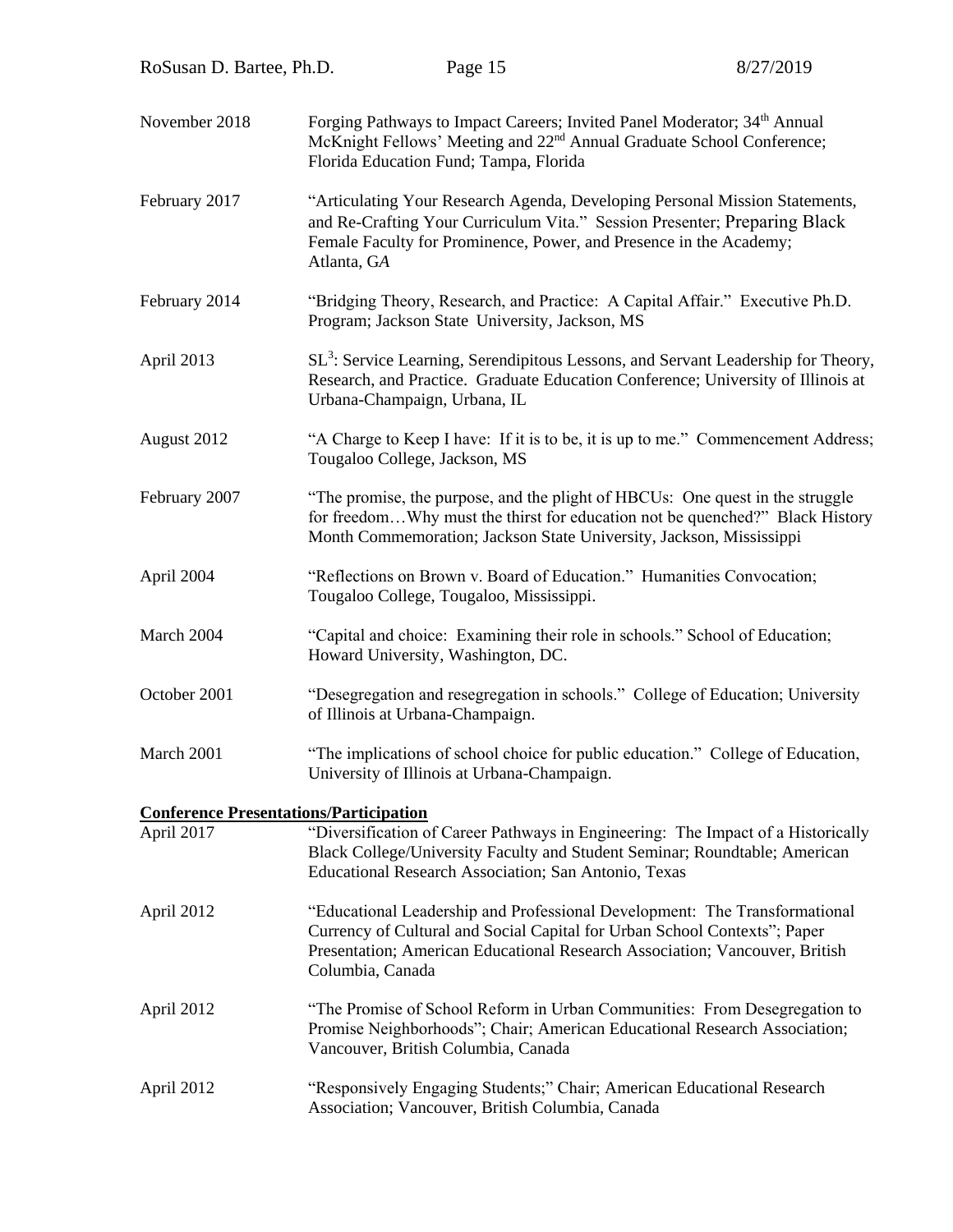November 2018 Forging Pathways to Impact Careers; Invited Panel Moderator; 34th Annual McKnight Fellows' Meeting and 22nd Annual Graduate School Conference; Florida Education Fund; Tampa, Florida

February 2017 "Articulating Your Research Agenda, Developing Personal Mission Statements, and Re-Crafting Your Curriculum Vita." Session Presenter; Preparing Black Female Faculty for Prominence, Power, and Presence in the Academy; Atlanta, GA

February 2014 "Bridging Theory, Research, and Practice: A Capital Affair." Executive Ph.D. Program; Jackson State University, Jackson, MS

April 2013 SL$^3$: Service Learning, Serendipitous Lessons, and Servant Leadership for Theory, Research, and Practice. Graduate Education Conference; University of Illinois at Urbana-Champaign, Urbana, IL

August 2012 "A Charge to Keep I have: If it is to be, it is up to me." Commencement Address; Tougaloo College, Jackson, MS

February 2007 "The promise, the purpose, and the plight of HBCUs: One quest in the struggle for freedom…Why must the thirst for education not be quenched?" Black History Month Commemoration; Jackson State University, Jackson, Mississippi

April 2004 "Reflections on Brown v. Board of Education." Humanities Convocation; Tougaloo College, Tougaloo, Mississippi.

March 2004 "Capital and choice: Examining their role in schools." School of Education; Howard University, Washington, DC.

October 2001 "Desegregation and resegregation in schools." College of Education; University of Illinois at Urbana-Champaign.

March 2001 "The implications of school choice for public education." College of Education, University of Illinois at Urbana-Champaign.

**Conference Presentations/Participation**

April 2017 "Diversification of Career Pathways in Engineering: The Impact of a Historically Black College/University Faculty and Student Seminar; Roundtable; American Educational Research Association; San Antonio, Texas

April 2012 "Educational Leadership and Professional Development: The Transformational Currency of Cultural and Social Capital for Urban School Contexts"; Paper Presentation; American Educational Research Association; Vancouver, British Columbia, Canada

April 2012 "The Promise of School Reform in Urban Communities: From Desegregation to Promise Neighborhoods"; Chair; American Educational Research Association; Vancouver, British Columbia, Canada

April 2012 "Responsively Engaging Students;" Chair; American Educational Research Association; Vancouver, British Columbia, Canada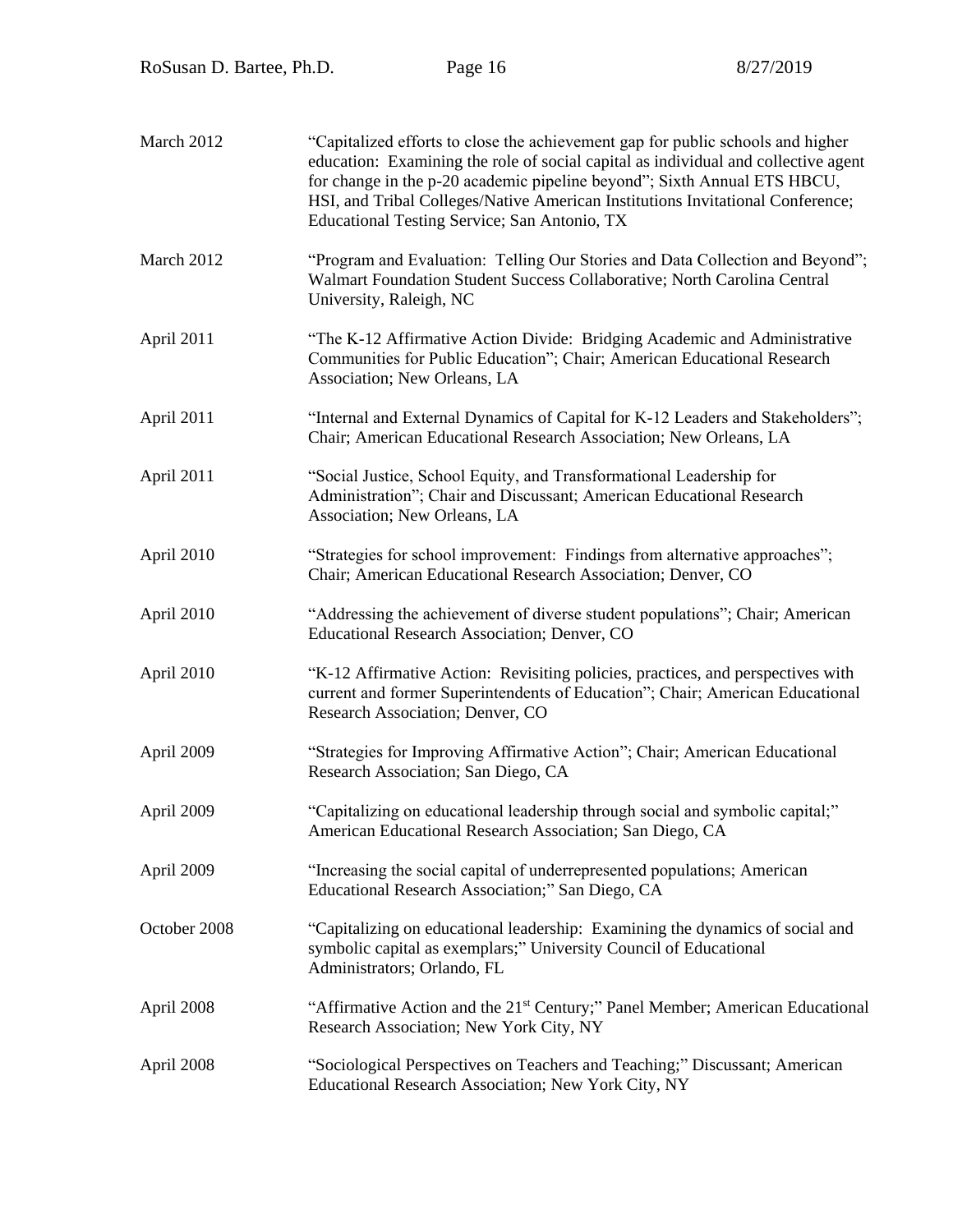March 2012 — "Capitalized efforts to close the achievement gap for public schools and higher education: Examining the role of social capital as individual and collective agent for change in the p-20 academic pipeline beyond"; Sixth Annual ETS HBCU, HSI, and Tribal Colleges/Native American Institutions Invitational Conference; Educational Testing Service; San Antonio, TX

March 2012 — "Program and Evaluation: Telling Our Stories and Data Collection and Beyond"; Walmart Foundation Student Success Collaborative; North Carolina Central University, Raleigh, NC

April 2011 — "The K-12 Affirmative Action Divide: Bridging Academic and Administrative Communities for Public Education"; Chair; American Educational Research Association; New Orleans, LA

April 2011 — "Internal and External Dynamics of Capital for K-12 Leaders and Stakeholders"; Chair; American Educational Research Association; New Orleans, LA

April 2011 — "Social Justice, School Equity, and Transformational Leadership for Administration"; Chair and Discussant; American Educational Research Association; New Orleans, LA

April 2010 — "Strategies for school improvement: Findings from alternative approaches"; Chair; American Educational Research Association; Denver, CO

April 2010 — "Addressing the achievement of diverse student populations"; Chair; American Educational Research Association; Denver, CO

April 2010 — "K-12 Affirmative Action: Revisiting policies, practices, and perspectives with current and former Superintendents of Education"; Chair; American Educational Research Association; Denver, CO

April 2009 — "Strategies for Improving Affirmative Action"; Chair; American Educational Research Association; San Diego, CA

April 2009 — "Capitalizing on educational leadership through social and symbolic capital;" American Educational Research Association; San Diego, CA

April 2009 — "Increasing the social capital of underrepresented populations; American Educational Research Association;" San Diego, CA

October 2008 — "Capitalizing on educational leadership: Examining the dynamics of social and symbolic capital as exemplars;" University Council of Educational Administrators; Orlando, FL

April 2008 — "Affirmative Action and the 21st Century;" Panel Member; American Educational Research Association; New York City, NY

April 2008 — "Sociological Perspectives on Teachers and Teaching;" Discussant; American Educational Research Association; New York City, NY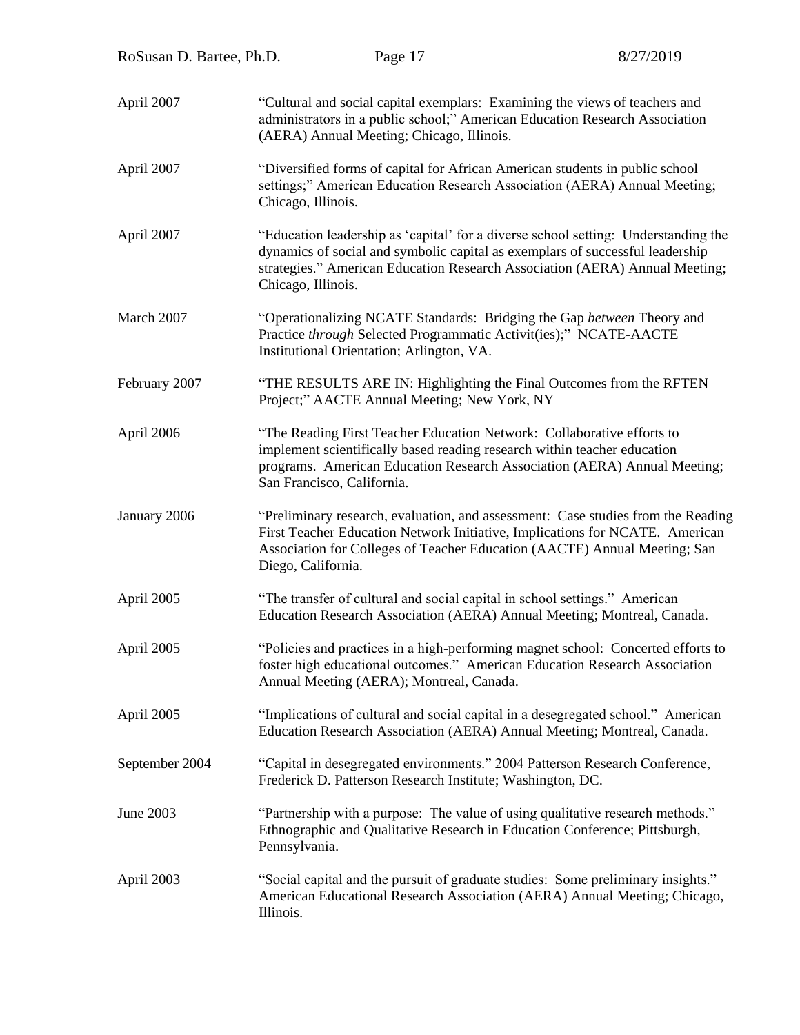April 2007 — "Cultural and social capital exemplars: Examining the views of teachers and administrators in a public school;" American Education Research Association (AERA) Annual Meeting; Chicago, Illinois.

April 2007 — "Diversified forms of capital for African American students in public school settings;" American Education Research Association (AERA) Annual Meeting; Chicago, Illinois.

April 2007 — "Education leadership as 'capital' for a diverse school setting: Understanding the dynamics of social and symbolic capital as exemplars of successful leadership strategies." American Education Research Association (AERA) Annual Meeting; Chicago, Illinois.

March 2007 — "Operationalizing NCATE Standards: Bridging the Gap *between* Theory and Practice *through* Selected Programmatic Activit(ies);" NCATE-AACTE Institutional Orientation; Arlington, VA.

February 2007 — "THE RESULTS ARE IN: Highlighting the Final Outcomes from the RFTEN Project;" AACTE Annual Meeting; New York, NY

April 2006 — "The Reading First Teacher Education Network: Collaborative efforts to implement scientifically based reading research within teacher education programs. American Education Research Association (AERA) Annual Meeting; San Francisco, California.

January 2006 — "Preliminary research, evaluation, and assessment: Case studies from the Reading First Teacher Education Network Initiative, Implications for NCATE. American Association for Colleges of Teacher Education (AACTE) Annual Meeting; San Diego, California.

April 2005 — "The transfer of cultural and social capital in school settings." American Education Research Association (AERA) Annual Meeting; Montreal, Canada.

April 2005 — "Policies and practices in a high-performing magnet school: Concerted efforts to foster high educational outcomes." American Education Research Association Annual Meeting (AERA); Montreal, Canada.

April 2005 — "Implications of cultural and social capital in a desegregated school." American Education Research Association (AERA) Annual Meeting; Montreal, Canada.

September 2004 — "Capital in desegregated environments." 2004 Patterson Research Conference, Frederick D. Patterson Research Institute; Washington, DC.

June 2003 — "Partnership with a purpose: The value of using qualitative research methods." Ethnographic and Qualitative Research in Education Conference; Pittsburgh, Pennsylvania.

April 2003 — "Social capital and the pursuit of graduate studies: Some preliminary insights." American Educational Research Association (AERA) Annual Meeting; Chicago, Illinois.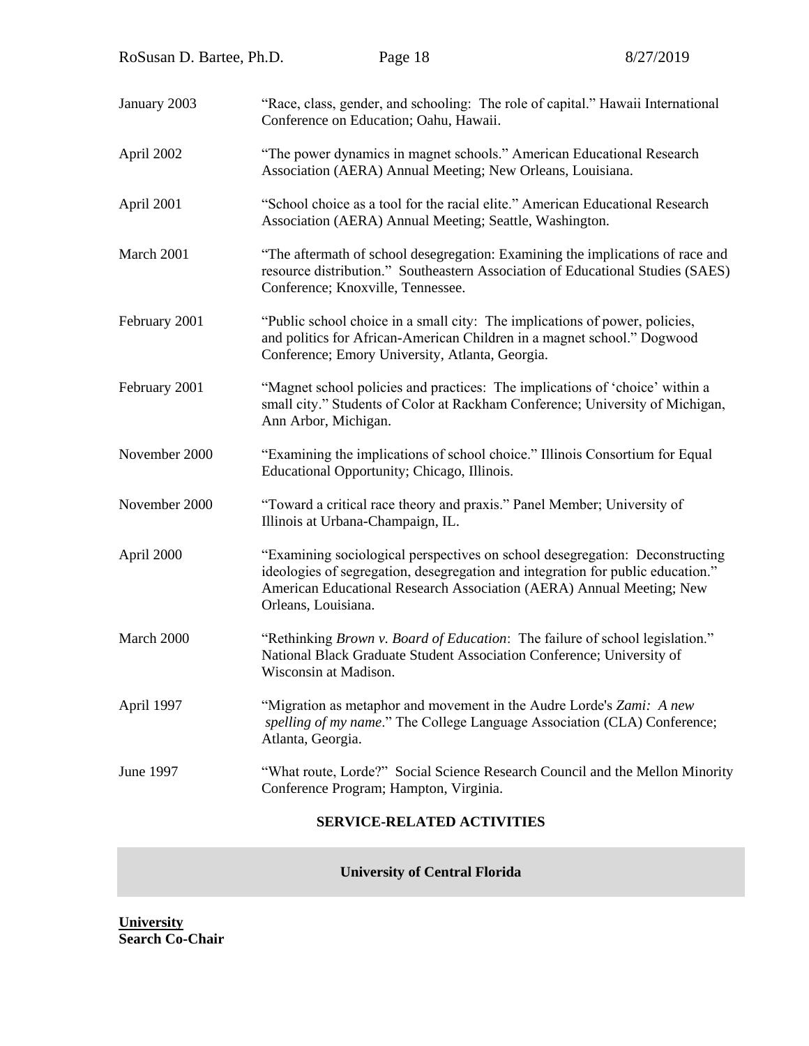January 2003 — "Race, class, gender, and schooling: The role of capital." Hawaii International Conference on Education; Oahu, Hawaii.

April 2002 — "The power dynamics in magnet schools." American Educational Research Association (AERA) Annual Meeting; New Orleans, Louisiana.

April 2001 — "School choice as a tool for the racial elite." American Educational Research Association (AERA) Annual Meeting; Seattle, Washington.

March 2001 — "The aftermath of school desegregation: Examining the implications of race and resource distribution." Southeastern Association of Educational Studies (SAES) Conference; Knoxville, Tennessee.

February 2001 — "Public school choice in a small city: The implications of power, policies, and politics for African-American Children in a magnet school." Dogwood Conference; Emory University, Atlanta, Georgia.

February 2001 — "Magnet school policies and practices: The implications of 'choice' within a small city." Students of Color at Rackham Conference; University of Michigan, Ann Arbor, Michigan.

November 2000 — "Examining the implications of school choice." Illinois Consortium for Equal Educational Opportunity; Chicago, Illinois.

November 2000 — "Toward a critical race theory and praxis." Panel Member; University of Illinois at Urbana-Champaign, IL.

April 2000 — "Examining sociological perspectives on school desegregation: Deconstructing ideologies of segregation, desegregation and integration for public education." American Educational Research Association (AERA) Annual Meeting; New Orleans, Louisiana.

March 2000 — "Rethinking *Brown v. Board of Education*: The failure of school legislation." National Black Graduate Student Association Conference; University of Wisconsin at Madison.

April 1997 — "Migration as metaphor and movement in the Audre Lorde's *Zami: A new spelling of my name*." The College Language Association (CLA) Conference; Atlanta, Georgia.

June 1997 — "What route, Lorde?" Social Science Research Council and the Mellon Minority Conference Program; Hampton, Virginia.

## SERVICE-RELATED ACTIVITIES

### University of Central Florida

**University**

**Search Co-Chair**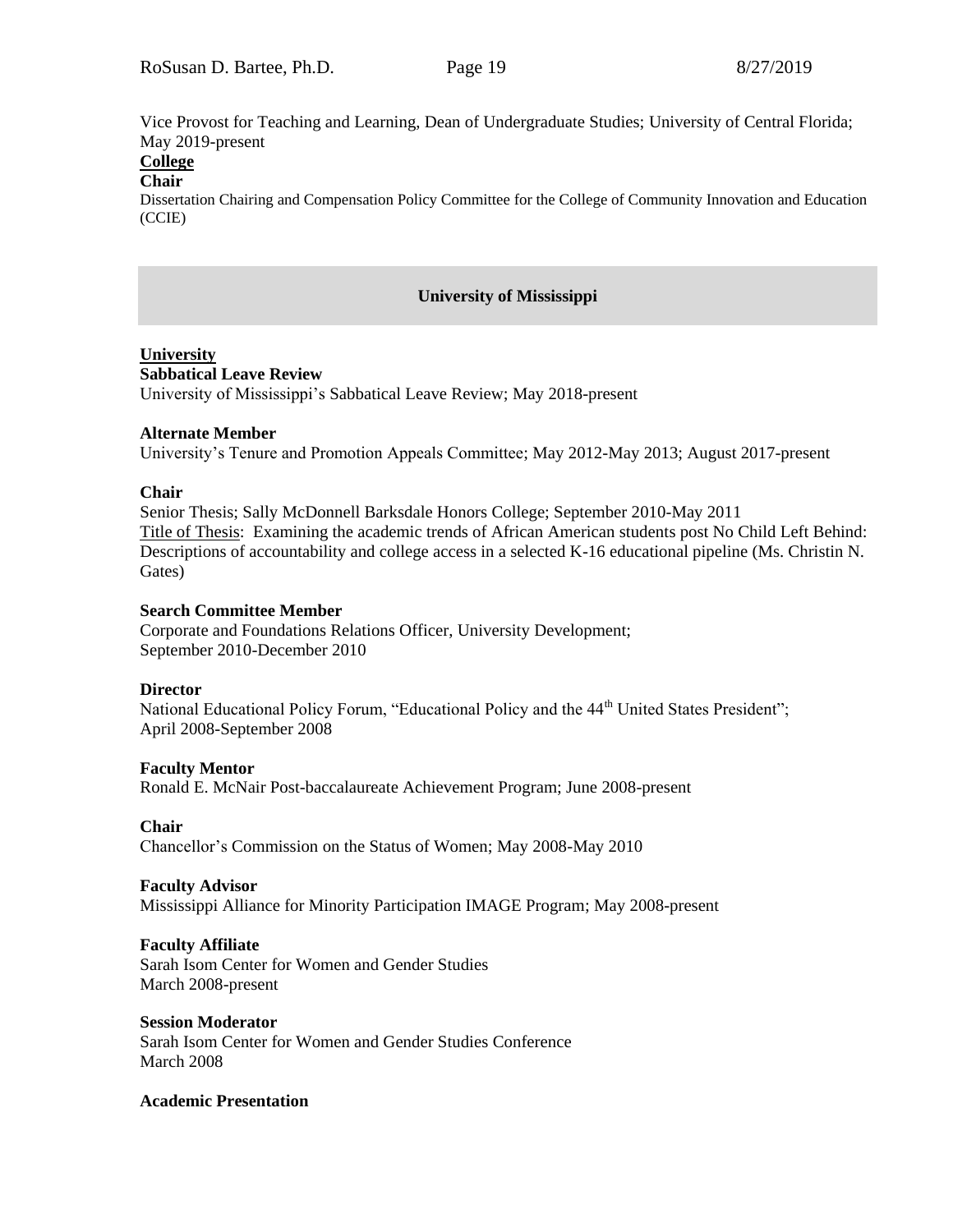Vice Provost for Teaching and Learning, Dean of Undergraduate Studies; University of Central Florida; May 2019-present

**College**

**Chair**

Dissertation Chairing and Compensation Policy Committee for the College of Community Innovation and Education (CCIE)

## University of Mississippi

**University**

**Sabbatical Leave Review**

University of Mississippi's Sabbatical Leave Review; May 2018-present

**Alternate Member**

University's Tenure and Promotion Appeals Committee; May 2012-May 2013; August 2017-present

**Chair**

Senior Thesis; Sally McDonnell Barksdale Honors College; September 2010-May 2011

Title of Thesis: Examining the academic trends of African American students post No Child Left Behind: Descriptions of accountability and college access in a selected K-16 educational pipeline (Ms. Christin N. Gates)

**Search Committee Member**

Corporate and Foundations Relations Officer, University Development; September 2010-December 2010

**Director**

National Educational Policy Forum, "Educational Policy and the 44th United States President"; April 2008-September 2008

**Faculty Mentor**

Ronald E. McNair Post-baccalaureate Achievement Program; June 2008-present

**Chair**

Chancellor's Commission on the Status of Women; May 2008-May 2010

**Faculty Advisor**

Mississippi Alliance for Minority Participation IMAGE Program; May 2008-present

**Faculty Affiliate**

Sarah Isom Center for Women and Gender Studies
March 2008-present

**Session Moderator**

Sarah Isom Center for Women and Gender Studies Conference
March 2008

**Academic Presentation**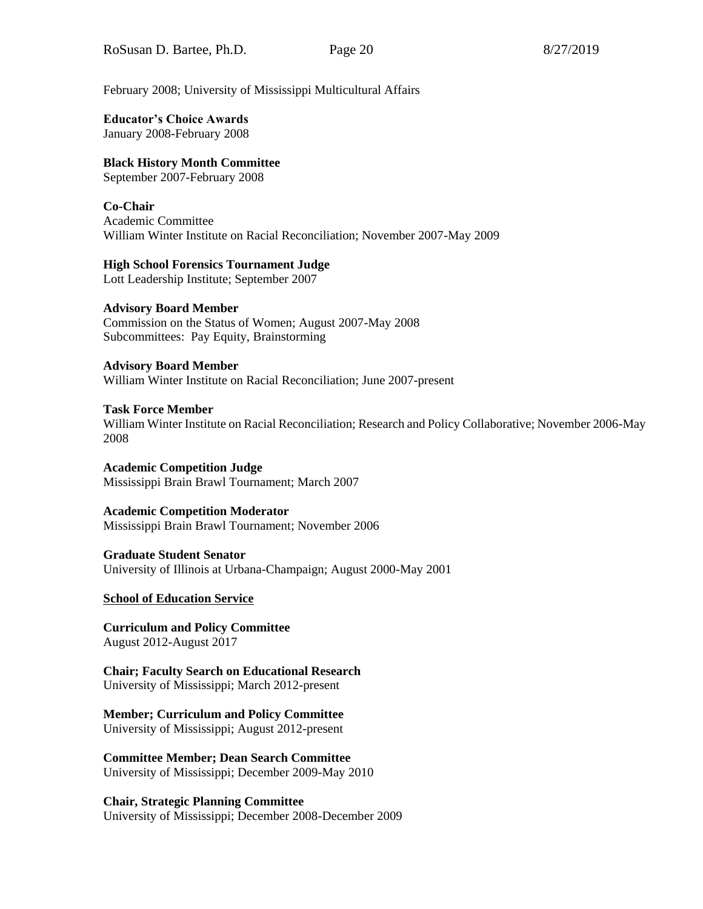February 2008; University of Mississippi Multicultural Affairs

**Educator's Choice Awards**
January 2008-February 2008

**Black History Month Committee**
September 2007-February 2008

**Co-Chair**
Academic Committee
William Winter Institute on Racial Reconciliation; November 2007-May 2009

**High School Forensics Tournament Judge**
Lott Leadership Institute; September 2007

**Advisory Board Member**
Commission on the Status of Women; August 2007-May 2008
Subcommittees: Pay Equity, Brainstorming

**Advisory Board Member**
William Winter Institute on Racial Reconciliation; June 2007-present

**Task Force Member**
William Winter Institute on Racial Reconciliation; Research and Policy Collaborative; November 2006-May 2008

**Academic Competition Judge**
Mississippi Brain Brawl Tournament; March 2007

**Academic Competition Moderator**
Mississippi Brain Brawl Tournament; November 2006

**Graduate Student Senator**
University of Illinois at Urbana-Champaign; August 2000-May 2001

**School of Education Service**

**Curriculum and Policy Committee**
August 2012-August 2017

**Chair; Faculty Search on Educational Research**
University of Mississippi; March 2012-present

**Member; Curriculum and Policy Committee**
University of Mississippi; August 2012-present

**Committee Member; Dean Search Committee**
University of Mississippi; December 2009-May 2010

**Chair, Strategic Planning Committee**
University of Mississippi; December 2008-December 2009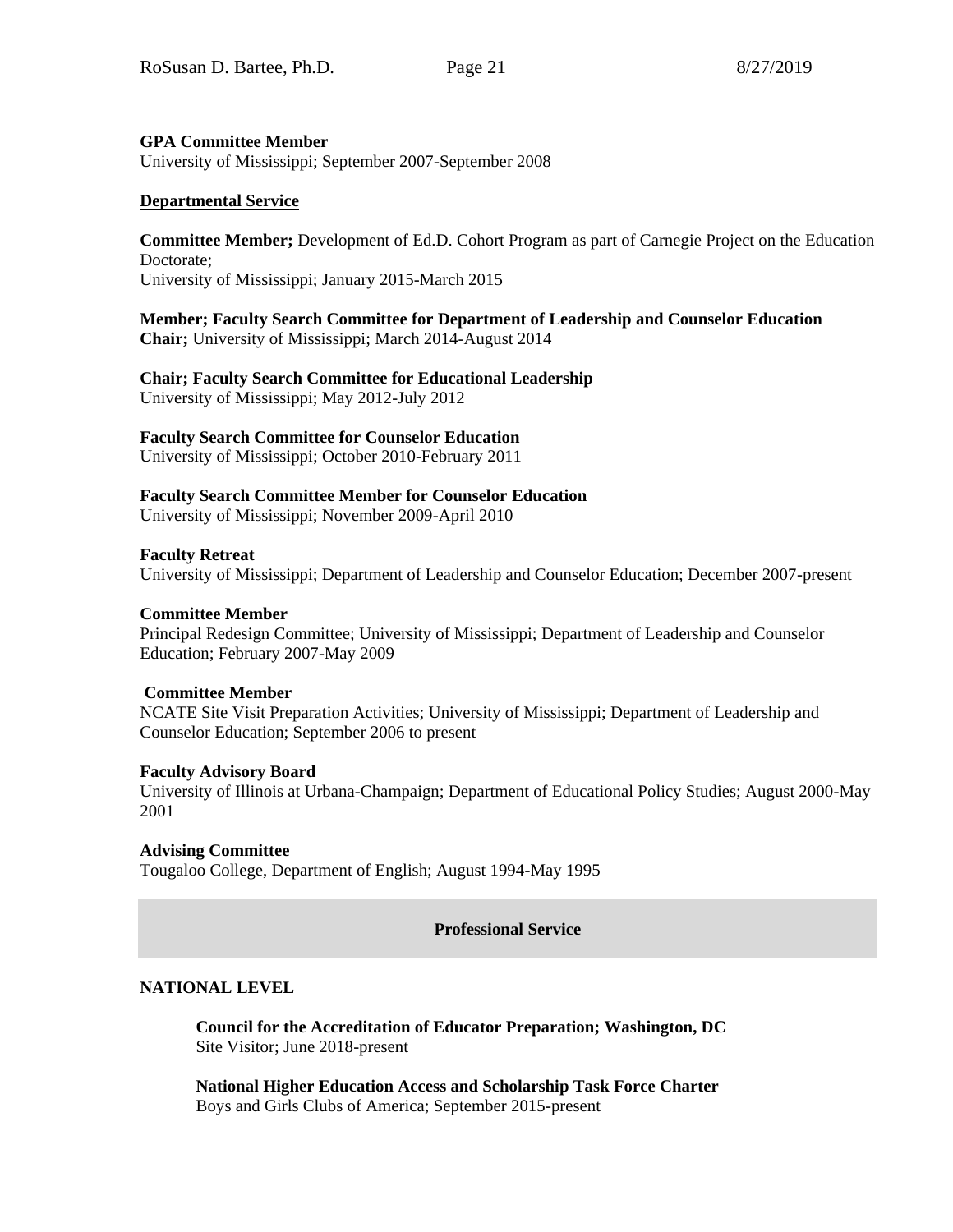**GPA Committee Member**
University of Mississippi; September 2007-September 2008

**<u>Departmental Service</u>**

**Committee Member;** Development of Ed.D. Cohort Program as part of Carnegie Project on the Education Doctorate;
University of Mississippi; January 2015-March 2015

**Member; Faculty Search Committee for Department of Leadership and Counselor Education**
**Chair;** University of Mississippi; March 2014-August 2014

**Chair; Faculty Search Committee for Educational Leadership**
University of Mississippi; May 2012-July 2012

**Faculty Search Committee for Counselor Education**
University of Mississippi; October 2010-February 2011

**Faculty Search Committee Member for Counselor Education**
University of Mississippi; November 2009-April 2010

**Faculty Retreat**
University of Mississippi; Department of Leadership and Counselor Education; December 2007-present

**Committee Member**
Principal Redesign Committee; University of Mississippi; Department of Leadership and Counselor Education; February 2007-May 2009

**Committee Member**
NCATE Site Visit Preparation Activities; University of Mississippi; Department of Leadership and Counselor Education; September 2006 to present

**Faculty Advisory Board**
University of Illinois at Urbana-Champaign; Department of Educational Policy Studies; August 2000-May 2001

**Advising Committee**
Tougaloo College, Department of English; August 1994-May 1995

## Professional Service

**NATIONAL LEVEL**

**Council for the Accreditation of Educator Preparation; Washington, DC**
Site Visitor; June 2018-present

**National Higher Education Access and Scholarship Task Force Charter**
Boys and Girls Clubs of America; September 2015-present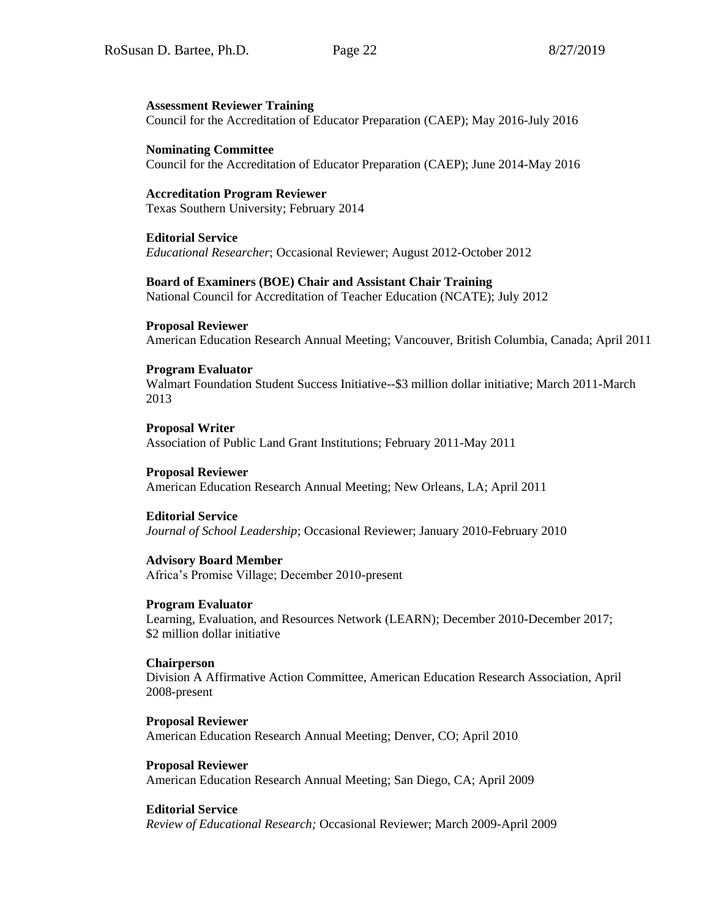**Assessment Reviewer Training**
Council for the Accreditation of Educator Preparation (CAEP); May 2016-July 2016

**Nominating Committee**
Council for the Accreditation of Educator Preparation (CAEP); June 2014-May 2016

**Accreditation Program Reviewer**
Texas Southern University; February 2014

**Editorial Service**
*Educational Researcher*; Occasional Reviewer; August 2012-October 2012

**Board of Examiners (BOE) Chair and Assistant Chair Training**
National Council for Accreditation of Teacher Education (NCATE); July 2012

**Proposal Reviewer**
American Education Research Annual Meeting; Vancouver, British Columbia, Canada; April 2011

**Program Evaluator**
Walmart Foundation Student Success Initiative--$3 million dollar initiative; March 2011-March 2013

**Proposal Writer**
Association of Public Land Grant Institutions; February 2011-May 2011

**Proposal Reviewer**
American Education Research Annual Meeting; New Orleans, LA; April 2011

**Editorial Service**
*Journal of School Leadership*; Occasional Reviewer; January 2010-February 2010

**Advisory Board Member**
Africa's Promise Village; December 2010-present

**Program Evaluator**
Learning, Evaluation, and Resources Network (LEARN); December 2010-December 2017; $2 million dollar initiative

**Chairperson**
Division A Affirmative Action Committee, American Education Research Association, April 2008-present

**Proposal Reviewer**
American Education Research Annual Meeting; Denver, CO; April 2010

**Proposal Reviewer**
American Education Research Annual Meeting; San Diego, CA; April 2009

**Editorial Service**
*Review of Educational Research;* Occasional Reviewer; March 2009-April 2009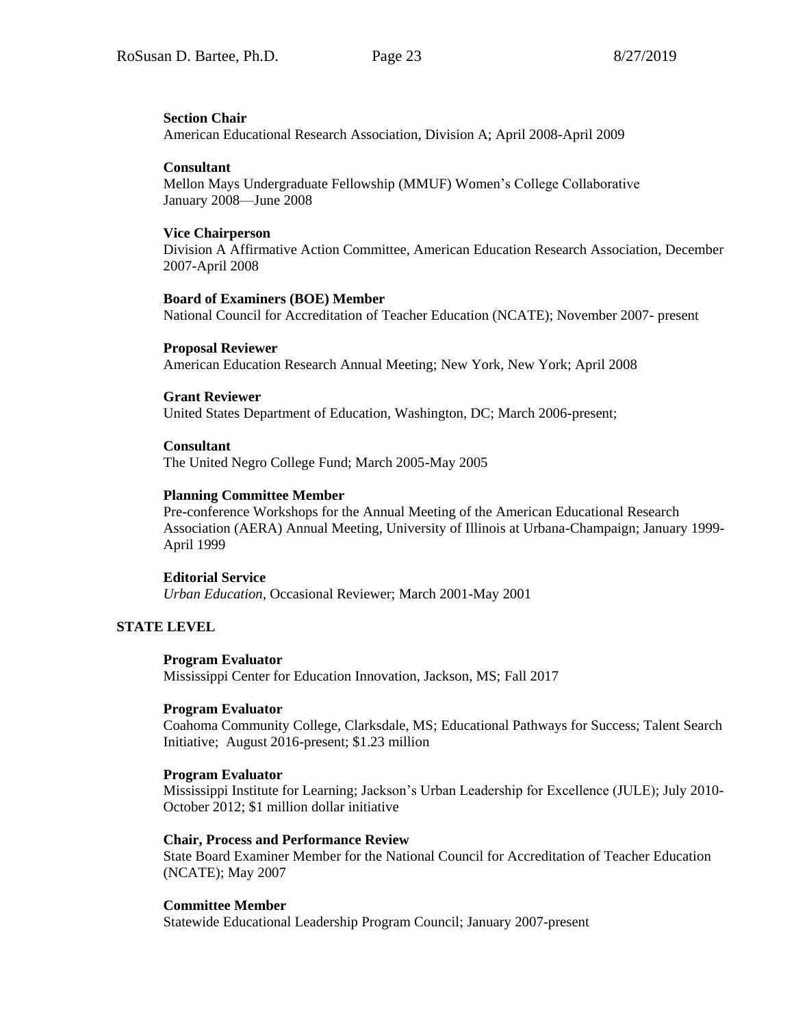**Section Chair**
American Educational Research Association, Division A; April 2008-April 2009

**Consultant**
Mellon Mays Undergraduate Fellowship (MMUF) Women's College Collaborative
January 2008—June 2008

**Vice Chairperson**
Division A Affirmative Action Committee, American Education Research Association, December 2007-April 2008

**Board of Examiners (BOE) Member**
National Council for Accreditation of Teacher Education (NCATE); November 2007- present

**Proposal Reviewer**
American Education Research Annual Meeting; New York, New York; April 2008

**Grant Reviewer**
United States Department of Education, Washington, DC; March 2006-present;

**Consultant**
The United Negro College Fund; March 2005-May 2005

**Planning Committee Member**
Pre-conference Workshops for the Annual Meeting of the American Educational Research Association (AERA) Annual Meeting, University of Illinois at Urbana-Champaign; January 1999-April 1999

**Editorial Service**
*Urban Education*, Occasional Reviewer; March 2001-May 2001

## STATE LEVEL

**Program Evaluator**
Mississippi Center for Education Innovation, Jackson, MS; Fall 2017

**Program Evaluator**
Coahoma Community College, Clarksdale, MS; Educational Pathways for Success; Talent Search Initiative; August 2016-present; $1.23 million

**Program Evaluator**
Mississippi Institute for Learning; Jackson's Urban Leadership for Excellence (JULE); July 2010-October 2012; $1 million dollar initiative

**Chair, Process and Performance Review**
State Board Examiner Member for the National Council for Accreditation of Teacher Education (NCATE); May 2007

**Committee Member**
Statewide Educational Leadership Program Council; January 2007-present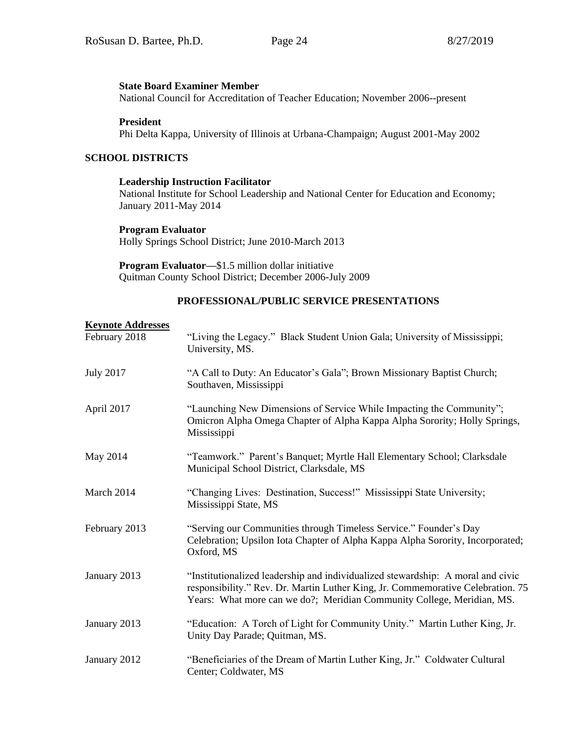**State Board Examiner Member**
National Council for Accreditation of Teacher Education; November 2006--present

**President**
Phi Delta Kappa, University of Illinois at Urbana-Champaign; August 2001-May 2002

## SCHOOL DISTRICTS

**Leadership Instruction Facilitator**
National Institute for School Leadership and National Center for Education and Economy; January 2011-May 2014

**Program Evaluator**
Holly Springs School District; June 2010-March 2013

**Program Evaluator**—$1.5 million dollar initiative
Quitman County School District; December 2006-July 2009

## PROFESSIONAL/PUBLIC SERVICE PRESENTATIONS

**Keynote Addresses**

| | |
|---|---|
| February 2018 | "Living the Legacy." Black Student Union Gala; University of Mississippi; University, MS. |
| July 2017 | "A Call to Duty: An Educator's Gala"; Brown Missionary Baptist Church; Southaven, Mississippi |
| April 2017 | "Launching New Dimensions of Service While Impacting the Community"; Omicron Alpha Omega Chapter of Alpha Kappa Alpha Sorority; Holly Springs, Mississippi |
| May 2014 | "Teamwork." Parent's Banquet; Myrtle Hall Elementary School; Clarksdale Municipal School District, Clarksdale, MS |
| March 2014 | "Changing Lives: Destination, Success!" Mississippi State University; Mississippi State, MS |
| February 2013 | "Serving our Communities through Timeless Service." Founder's Day Celebration; Upsilon Iota Chapter of Alpha Kappa Alpha Sorority, Incorporated; Oxford, MS |
| January 2013 | "Institutionalized leadership and individualized stewardship: A moral and civic responsibility." Rev. Dr. Martin Luther King, Jr. Commemorative Celebration. 75 Years: What more can we do?; Meridian Community College, Meridian, MS. |
| January 2013 | "Education: A Torch of Light for Community Unity." Martin Luther King, Jr. Unity Day Parade; Quitman, MS. |
| January 2012 | "Beneficiaries of the Dream of Martin Luther King, Jr." Coldwater Cultural Center; Coldwater, MS |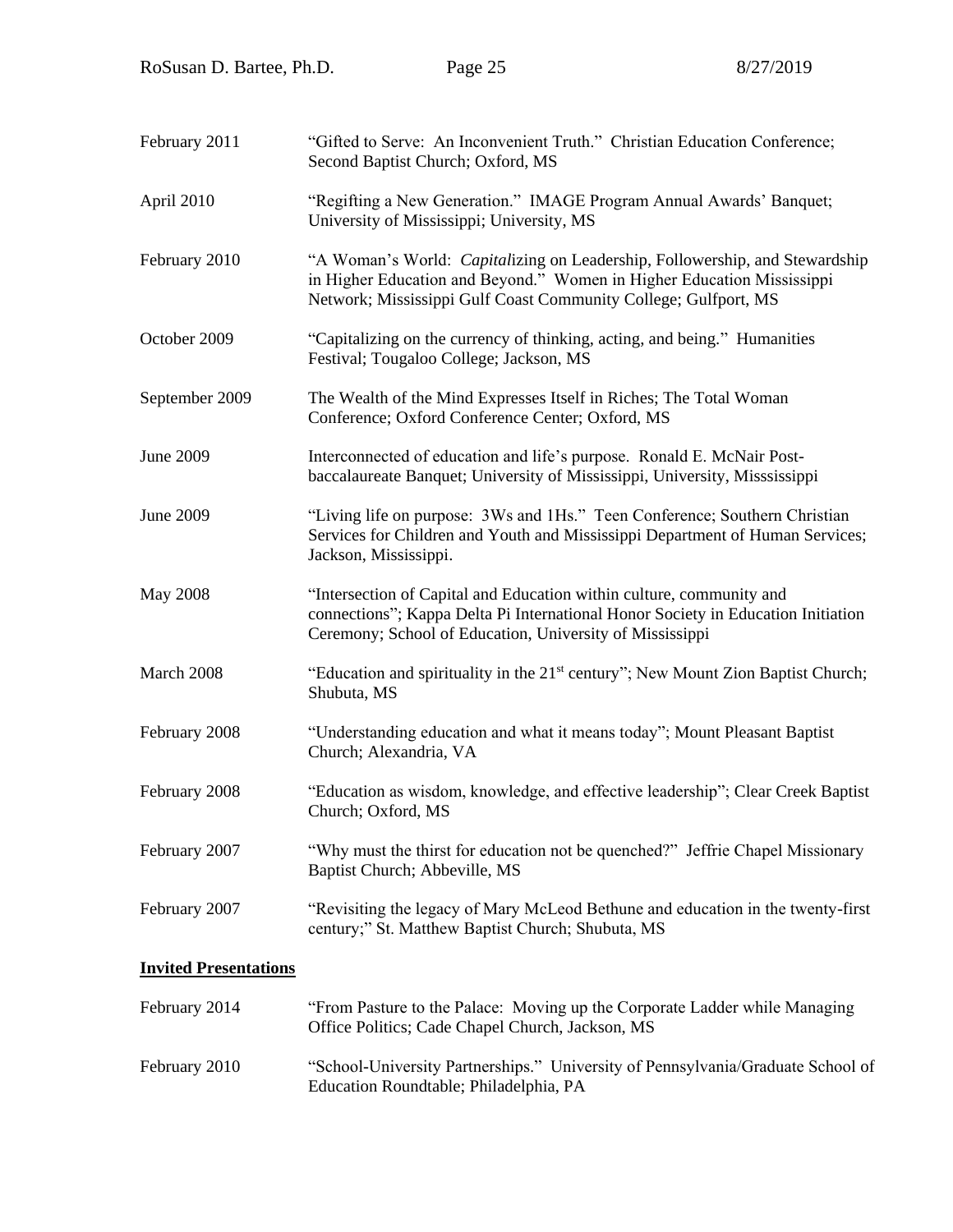| | |
|---|---|
| February 2011 | "Gifted to Serve: An Inconvenient Truth." Christian Education Conference; Second Baptist Church; Oxford, MS |
| April 2010 | "Regifting a New Generation." IMAGE Program Annual Awards' Banquet; University of Mississippi; University, MS |
| February 2010 | "A Woman's World: *Capital*izing on Leadership, Followership, and Stewardship in Higher Education and Beyond." Women in Higher Education Mississippi Network; Mississippi Gulf Coast Community College; Gulfport, MS |
| October 2009 | "Capitalizing on the currency of thinking, acting, and being." Humanities Festival; Tougaloo College; Jackson, MS |
| September 2009 | The Wealth of the Mind Expresses Itself in Riches; The Total Woman Conference; Oxford Conference Center; Oxford, MS |
| June 2009 | Interconnected of education and life's purpose. Ronald E. McNair Post-baccalaureate Banquet; University of Mississippi, University, Missssissippi |
| June 2009 | "Living life on purpose: 3Ws and 1Hs." Teen Conference; Southern Christian Services for Children and Youth and Mississippi Department of Human Services; Jackson, Mississippi. |
| May 2008 | "Intersection of Capital and Education within culture, community and connections"; Kappa Delta Pi International Honor Society in Education Initiation Ceremony; School of Education, University of Mississippi |
| March 2008 | "Education and spirituality in the 21st century"; New Mount Zion Baptist Church; Shubuta, MS |
| February 2008 | "Understanding education and what it means today"; Mount Pleasant Baptist Church; Alexandria, VA |
| February 2008 | "Education as wisdom, knowledge, and effective leadership"; Clear Creek Baptist Church; Oxford, MS |
| February 2007 | "Why must the thirst for education not be quenched?" Jeffrie Chapel Missionary Baptist Church; Abbeville, MS |
| February 2007 | "Revisiting the legacy of Mary McLeod Bethune and education in the twenty-first century;" St. Matthew Baptist Church; Shubuta, MS |

**Invited Presentations**

| | |
|---|---|
| February 2014 | "From Pasture to the Palace: Moving up the Corporate Ladder while Managing Office Politics; Cade Chapel Church, Jackson, MS |
| February 2010 | "School-University Partnerships." University of Pennsylvania/Graduate School of Education Roundtable; Philadelphia, PA |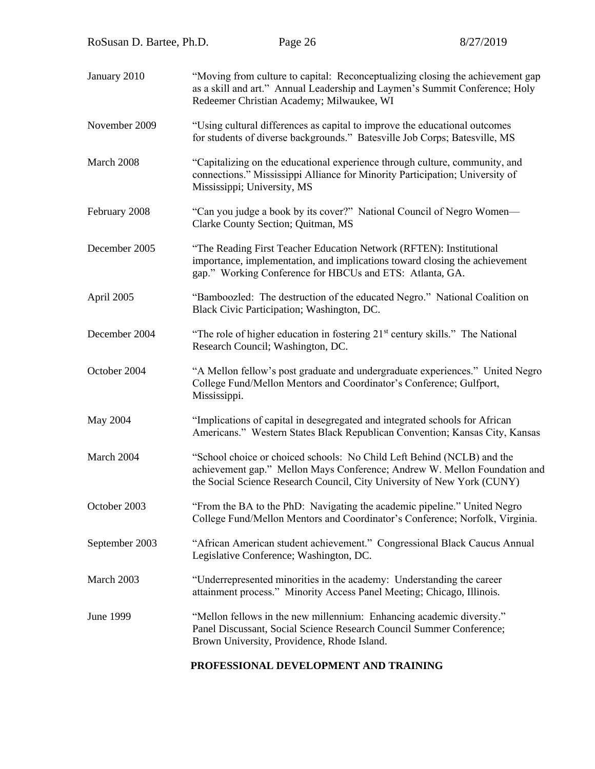| | |
|---|---|
| January 2010 | "Moving from culture to capital: Reconceptualizing closing the achievement gap as a skill and art." Annual Leadership and Laymen's Summit Conference; Holy Redeemer Christian Academy; Milwaukee, WI |
| November 2009 | "Using cultural differences as capital to improve the educational outcomes for students of diverse backgrounds." Batesville Job Corps; Batesville, MS |
| March 2008 | "Capitalizing on the educational experience through culture, community, and connections." Mississippi Alliance for Minority Participation; University of Mississippi; University, MS |
| February 2008 | "Can you judge a book by its cover?" National Council of Negro Women—Clarke County Section; Quitman, MS |
| December 2005 | "The Reading First Teacher Education Network (RFTEN): Institutional importance, implementation, and implications toward closing the achievement gap." Working Conference for HBCUs and ETS: Atlanta, GA. |
| April 2005 | "Bamboozled: The destruction of the educated Negro." National Coalition on Black Civic Participation; Washington, DC. |
| December 2004 | "The role of higher education in fostering 21st century skills." The National Research Council; Washington, DC. |
| October 2004 | "A Mellon fellow's post graduate and undergraduate experiences." United Negro College Fund/Mellon Mentors and Coordinator's Conference; Gulfport, Mississippi. |
| May 2004 | "Implications of capital in desegregated and integrated schools for African Americans." Western States Black Republican Convention; Kansas City, Kansas |
| March 2004 | "School choice or choiced schools: No Child Left Behind (NCLB) and the achievement gap." Mellon Mays Conference; Andrew W. Mellon Foundation and the Social Science Research Council, City University of New York (CUNY) |
| October 2003 | "From the BA to the PhD: Navigating the academic pipeline." United Negro College Fund/Mellon Mentors and Coordinator's Conference; Norfolk, Virginia. |
| September 2003 | "African American student achievement." Congressional Black Caucus Annual Legislative Conference; Washington, DC. |
| March 2003 | "Underrepresented minorities in the academy: Understanding the career attainment process." Minority Access Panel Meeting; Chicago, Illinois. |
| June 1999 | "Mellon fellows in the new millennium: Enhancing academic diversity." Panel Discussant, Social Science Research Council Summer Conference; Brown University, Providence, Rhode Island. |

## PROFESSIONAL DEVELOPMENT AND TRAINING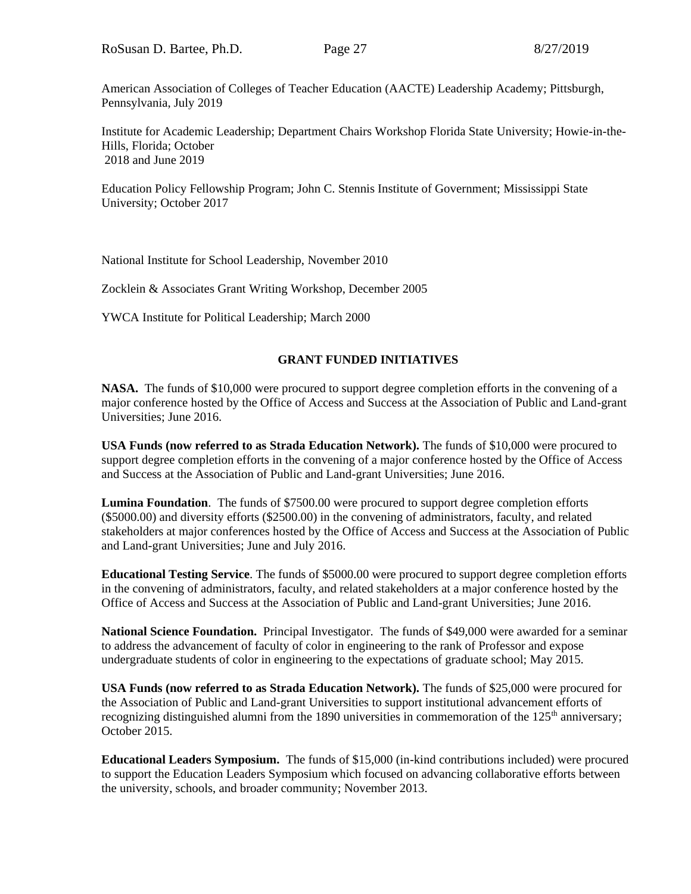American Association of Colleges of Teacher Education (AACTE) Leadership Academy; Pittsburgh, Pennsylvania, July 2019

Institute for Academic Leadership; Department Chairs Workshop Florida State University; Howie-in-the-Hills, Florida; October 2018 and June 2019

Education Policy Fellowship Program; John C. Stennis Institute of Government; Mississippi State University; October 2017

National Institute for School Leadership, November 2010

Zocklein & Associates Grant Writing Workshop, December 2005

YWCA Institute for Political Leadership; March 2000

## GRANT FUNDED INITIATIVES

**NASA.** The funds of $10,000 were procured to support degree completion efforts in the convening of a major conference hosted by the Office of Access and Success at the Association of Public and Land-grant Universities; June 2016.

**USA Funds (now referred to as Strada Education Network).** The funds of $10,000 were procured to support degree completion efforts in the convening of a major conference hosted by the Office of Access and Success at the Association of Public and Land-grant Universities; June 2016.

**Lumina Foundation**. The funds of $7500.00 were procured to support degree completion efforts ($5000.00) and diversity efforts ($2500.00) in the convening of administrators, faculty, and related stakeholders at major conferences hosted by the Office of Access and Success at the Association of Public and Land-grant Universities; June and July 2016.

**Educational Testing Service**. The funds of $5000.00 were procured to support degree completion efforts in the convening of administrators, faculty, and related stakeholders at a major conference hosted by the Office of Access and Success at the Association of Public and Land-grant Universities; June 2016.

**National Science Foundation.** Principal Investigator. The funds of $49,000 were awarded for a seminar to address the advancement of faculty of color in engineering to the rank of Professor and expose undergraduate students of color in engineering to the expectations of graduate school; May 2015.

**USA Funds (now referred to as Strada Education Network).** The funds of $25,000 were procured for the Association of Public and Land-grant Universities to support institutional advancement efforts of recognizing distinguished alumni from the 1890 universities in commemoration of the 125th anniversary; October 2015.

**Educational Leaders Symposium.** The funds of $15,000 (in-kind contributions included) were procured to support the Education Leaders Symposium which focused on advancing collaborative efforts between the university, schools, and broader community; November 2013.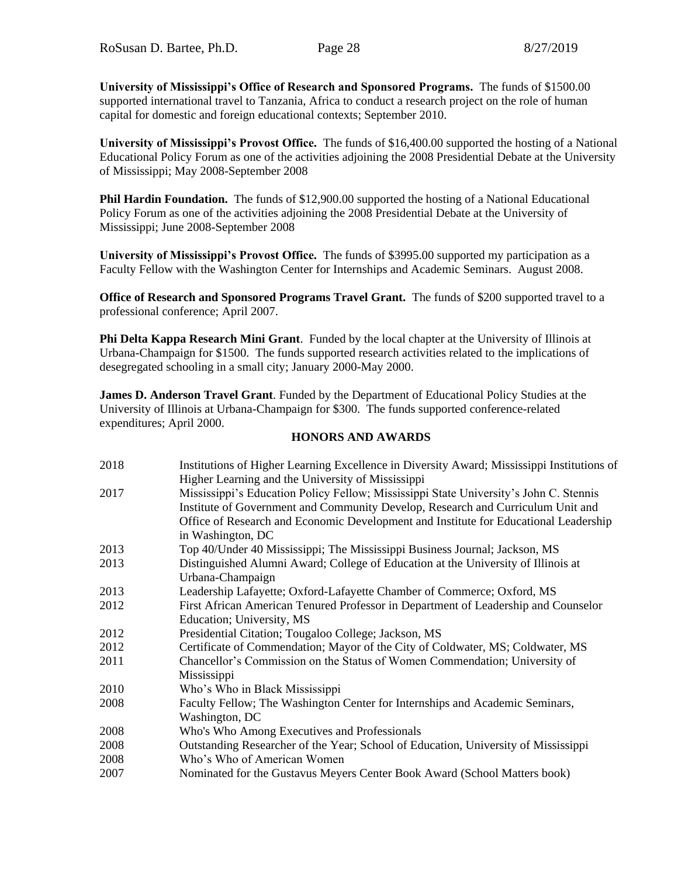**University of Mississippi's Office of Research and Sponsored Programs.** The funds of $1500.00 supported international travel to Tanzania, Africa to conduct a research project on the role of human capital for domestic and foreign educational contexts; September 2010.

**University of Mississippi's Provost Office.** The funds of $16,400.00 supported the hosting of a National Educational Policy Forum as one of the activities adjoining the 2008 Presidential Debate at the University of Mississippi; May 2008-September 2008

**Phil Hardin Foundation.** The funds of $12,900.00 supported the hosting of a National Educational Policy Forum as one of the activities adjoining the 2008 Presidential Debate at the University of Mississippi; June 2008-September 2008

**University of Mississippi's Provost Office.** The funds of $3995.00 supported my participation as a Faculty Fellow with the Washington Center for Internships and Academic Seminars. August 2008.

**Office of Research and Sponsored Programs Travel Grant.** The funds of $200 supported travel to a professional conference; April 2007.

**Phi Delta Kappa Research Mini Grant**. Funded by the local chapter at the University of Illinois at Urbana-Champaign for $1500. The funds supported research activities related to the implications of desegregated schooling in a small city; January 2000-May 2000.

**James D. Anderson Travel Grant**. Funded by the Department of Educational Policy Studies at the University of Illinois at Urbana-Champaign for $300. The funds supported conference-related expenditures; April 2000.

## HONORS AND AWARDS

| | |
|---|---|
| 2018 | Institutions of Higher Learning Excellence in Diversity Award; Mississippi Institutions of Higher Learning and the University of Mississippi |
| 2017 | Mississippi's Education Policy Fellow; Mississippi State University's John C. Stennis Institute of Government and Community Develop, Research and Curriculum Unit and Office of Research and Economic Development and Institute for Educational Leadership in Washington, DC |
| 2013 | Top 40/Under 40 Mississippi; The Mississippi Business Journal; Jackson, MS |
| 2013 | Distinguished Alumni Award; College of Education at the University of Illinois at Urbana-Champaign |
| 2013 | Leadership Lafayette; Oxford-Lafayette Chamber of Commerce; Oxford, MS |
| 2012 | First African American Tenured Professor in Department of Leadership and Counselor Education; University, MS |
| 2012 | Presidential Citation; Tougaloo College; Jackson, MS |
| 2012 | Certificate of Commendation; Mayor of the City of Coldwater, MS; Coldwater, MS |
| 2011 | Chancellor's Commission on the Status of Women Commendation; University of Mississippi |
| 2010 | Who's Who in Black Mississippi |
| 2008 | Faculty Fellow; The Washington Center for Internships and Academic Seminars, Washington, DC |
| 2008 | Who's Who Among Executives and Professionals |
| 2008 | Outstanding Researcher of the Year; School of Education, University of Mississippi |
| 2008 | Who's Who of American Women |
| 2007 | Nominated for the Gustavus Meyers Center Book Award (School Matters book) |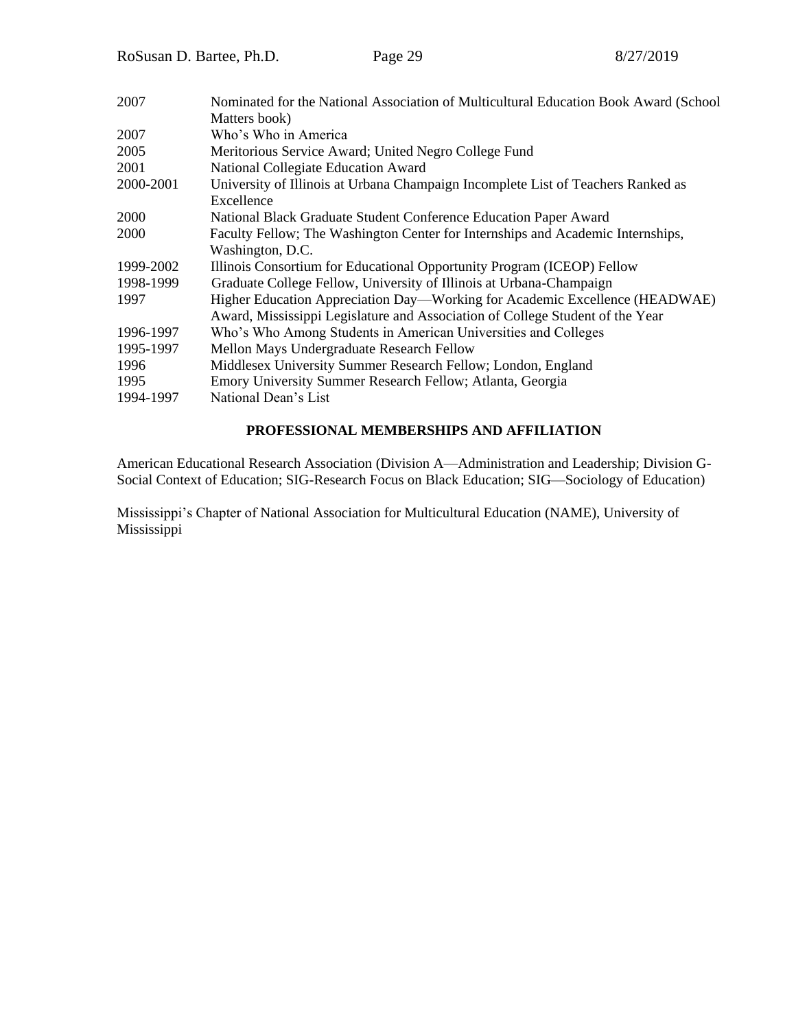| | |
|---|---|
| 2007 | Nominated for the National Association of Multicultural Education Book Award (School Matters book) |
| 2007 | Who's Who in America |
| 2005 | Meritorious Service Award; United Negro College Fund |
| 2001 | National Collegiate Education Award |
| 2000-2001 | University of Illinois at Urbana Champaign Incomplete List of Teachers Ranked as Excellence |
| 2000 | National Black Graduate Student Conference Education Paper Award |
| 2000 | Faculty Fellow; The Washington Center for Internships and Academic Internships, Washington, D.C. |
| 1999-2002 | Illinois Consortium for Educational Opportunity Program (ICEOP) Fellow |
| 1998-1999 | Graduate College Fellow, University of Illinois at Urbana-Champaign |
| 1997 | Higher Education Appreciation Day—Working for Academic Excellence (HEADWAE) Award, Mississippi Legislature and Association of College Student of the Year |
| 1996-1997 | Who's Who Among Students in American Universities and Colleges |
| 1995-1997 | Mellon Mays Undergraduate Research Fellow |
| 1996 | Middlesex University Summer Research Fellow; London, England |
| 1995 | Emory University Summer Research Fellow; Atlanta, Georgia |
| 1994-1997 | National Dean's List |

## PROFESSIONAL MEMBERSHIPS AND AFFILIATION

American Educational Research Association (Division A—Administration and Leadership; Division G-Social Context of Education; SIG-Research Focus on Black Education; SIG—Sociology of Education)

Mississippi's Chapter of National Association for Multicultural Education (NAME), University of Mississippi